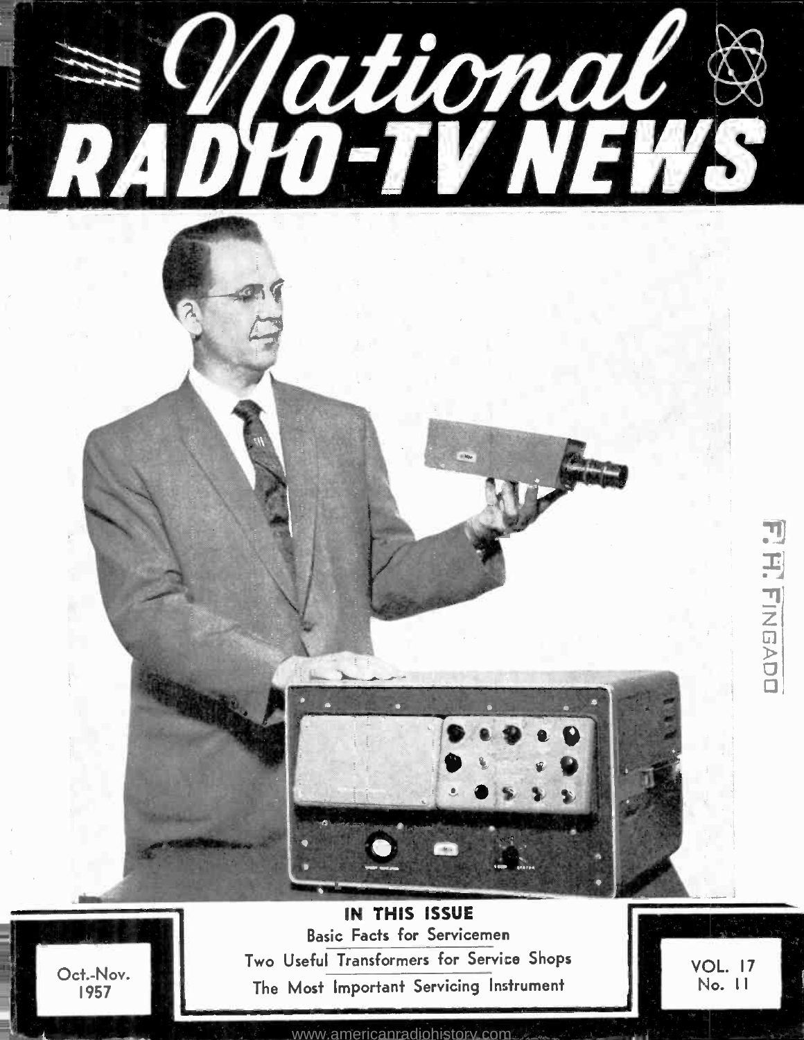# National RADIO-TV NEWS

F. H. FINGADO

## IN THIS ISSUE

Basic Facts for Servicemen

Two Useful Transformers for Service Shops

The Most Important Servicing Instrument

Oct.-Nov. 1957

VOL. 17 No. 11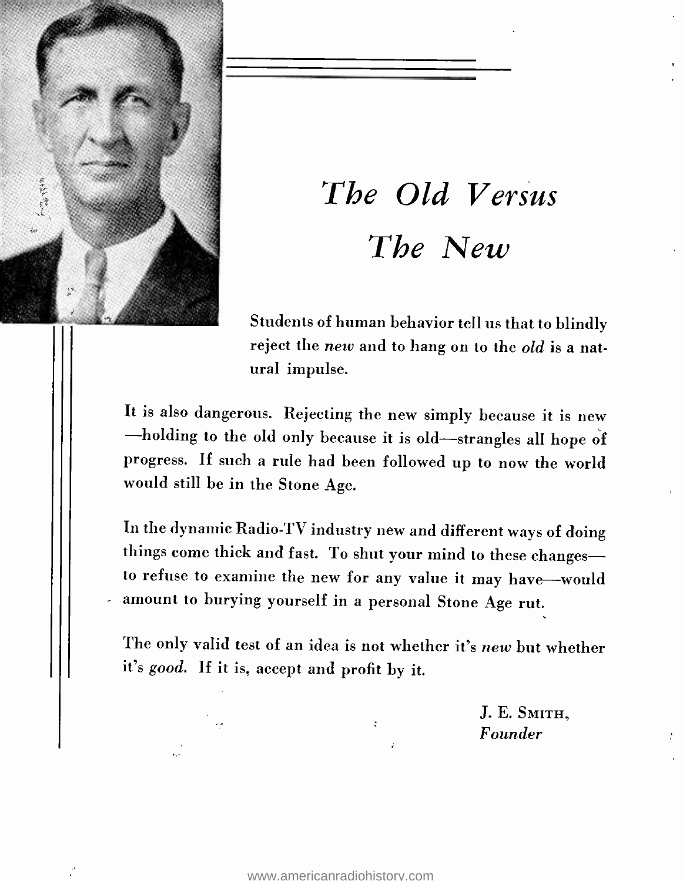# *The Old Versus The New*

Students of human behavior tell us that to blindly reject the *new* and to hang on to the *old* is a natural impulse.

It is also dangerous. Rejecting the new simply because it is new —holding to the old only because it is old—strangles all hope of progress. If such a rule had been followed up to now the world would still be in the Stone Age.

In the dynamic Radio-TV industry new and different ways of doing things come thick and fast. To shut your mind to these changes— to refuse to examine the new for any value it may have—would amount to burying yourself in a personal Stone Age rut.

The only valid test of an idea is not whether it's *new* but whether it's *good*. If it is, accept and profit by it.

J. E. Smith,
*Founder*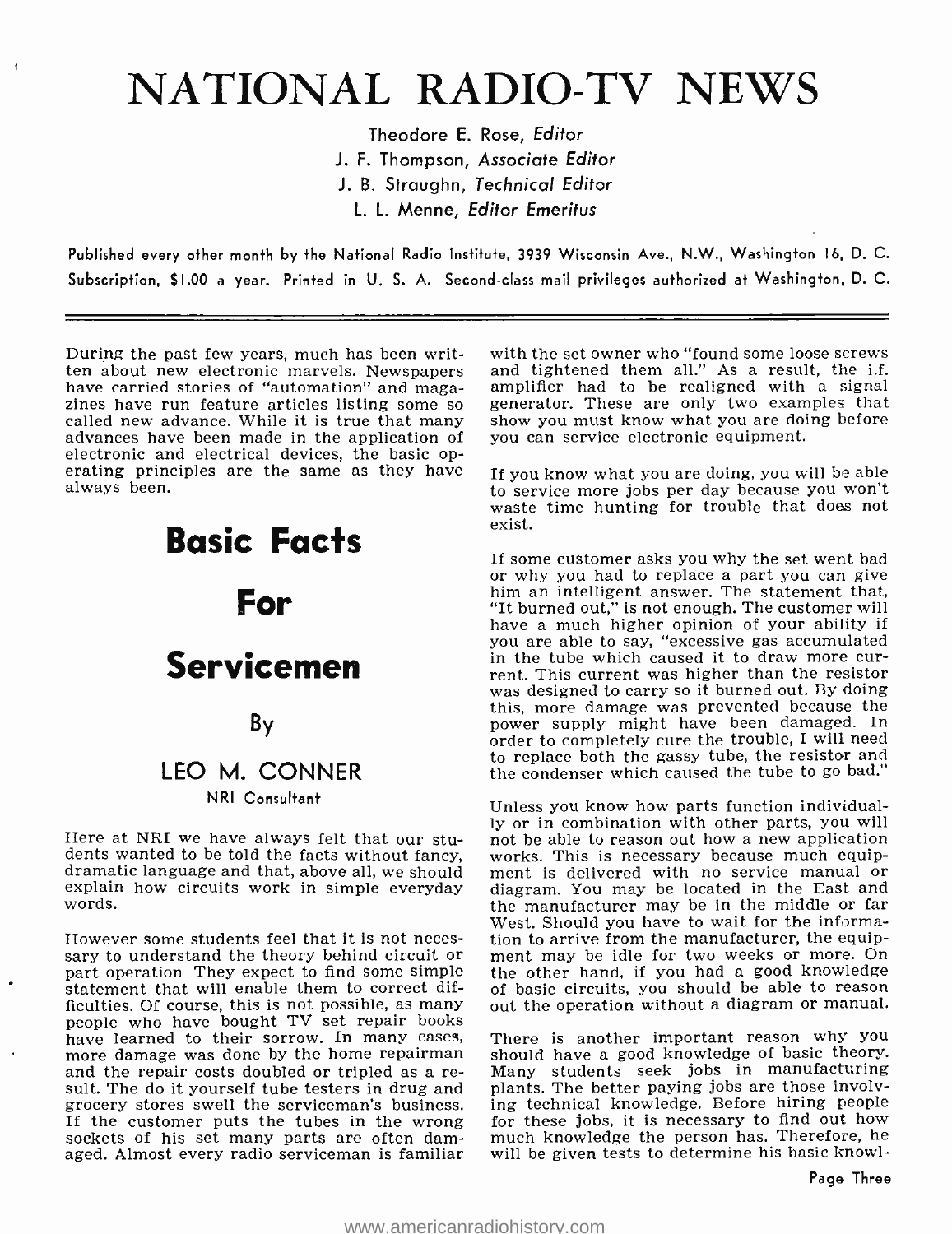# NATIONAL RADIO-TV NEWS

Theodore E. Rose, *Editor*
J. F. Thompson, *Associate Editor*
J. B. Straughn, *Technical Editor*
L. L. Menne, *Editor Emeritus*

Published every other month by the National Radio Institute, 3939 Wisconsin Ave., N.W., Washington 16, D. C. Subscription, $1.00 a year. Printed in U. S. A. Second-class mail privileges authorized at Washington, D. C.

---

During the past few years, much has been written about new electronic marvels. Newspapers have carried stories of "automation" and magazines have run feature articles listing some so called new advance. While it is true that many advances have been made in the application of electronic and electrical devices, the basic operating principles are the same as they have always been.

## Basic Facts For Servicemen

By

### LEO M. CONNER

NRI Consultant

Here at NRI we have always felt that our students wanted to be told the facts without fancy, dramatic language and that, above all, we should explain how circuits work in simple everyday words.

However some students feel that it is not necessary to understand the theory behind circuit or part operation They expect to find some simple statement that will enable them to correct difficulties. Of course, this is not possible, as many people who have bought TV set repair books have learned to their sorrow. In many cases, more damage was done by the home repairman and the repair costs doubled or tripled as a result. The do it yourself tube testers in drug and grocery stores swell the serviceman's business. If the customer puts the tubes in the wrong sockets of his set many parts are often damaged. Almost every radio serviceman is familiar with the set owner who "found some loose screws and tightened them all." As a result, the i.f. amplifier had to be realigned with a signal generator. These are only two examples that show you must know what you are doing before you can service electronic equipment.

If you know what you are doing, you will be able to service more jobs per day because you won't waste time hunting for trouble that does not exist.

If some customer asks you why the set went bad or why you had to replace a part you can give him an intelligent answer. The statement that, "It burned out," is not enough. The customer will have a much higher opinion of your ability if you are able to say, "excessive gas accumulated in the tube which caused it to draw more current. This current was higher than the resistor was designed to carry so it burned out. By doing this, more damage was prevented because the power supply might have been damaged. In order to completely cure the trouble, I will need to replace both the gassy tube, the resistor and the condenser which caused the tube to go bad."

Unless you know how parts function individually or in combination with other parts, you will not be able to reason out how a new application works. This is necessary because much equipment is delivered with no service manual or diagram. You may be located in the East and the manufacturer may be in the middle or far West. Should you have to wait for the information to arrive from the manufacturer, the equipment may be idle for two weeks or more. On the other hand, if you had a good knowledge of basic circuits, you should be able to reason out the operation without a diagram or manual.

There is another important reason why you should have a good knowledge of basic theory. Many students seek jobs in manufacturing plants. The better paying jobs are those involving technical knowledge. Before hiring people for these jobs, it is necessary to find out how much knowledge the person has. Therefore, he will be given tests to determine his basic knowl-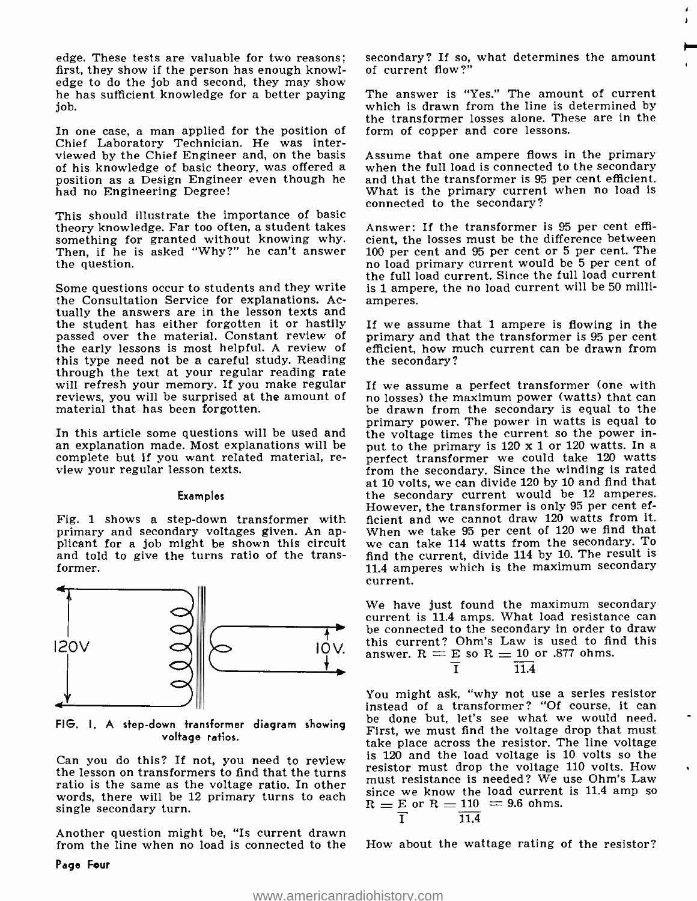edge. These tests are valuable for two reasons; first, they show if the person has enough knowledge to do the job and second, they may show he has sufficient knowledge for a better paying job.

In one case, a man applied for the position of Chief Laboratory Technician. He was interviewed by the Chief Engineer and, on the basis of his knowledge of basic theory, was offered a position as a Design Engineer even though he had no Engineering Degree!

This should illustrate the importance of basic theory knowledge. Far too often, a student takes something for granted without knowing why. Then, if he is asked "Why?" he can't answer the question.

Some questions occur to students and they write the Consultation Service for explanations. Actually the answers are in the lesson texts and the student has either forgotten it or hastily passed over the material. Constant review of the early lessons is most helpful. A review of this type need not be a careful study. Reading through the text at your regular reading rate will refresh your memory. If you make regular reviews, you will be surprised at the amount of material that has been forgotten.

In this article some questions will be used and an explanation made. Most explanations will be complete but if you want related material, review your regular lesson texts.

#### Examples

Fig. 1 shows a step-down transformer with primary and secondary voltages given. An applicant for a job might be shown this circuit and told to give the turns ratio of the transformer.

FIG. 1. A step-down transformer diagram showing voltage ratios.

Can you do this? If not, you need to review the lesson on transformers to find that the turns ratio is the same as the voltage ratio. In other words, there will be 12 primary turns to each single secondary turn.

Another question might be, "Is current drawn from the line when no load is connected to the secondary? If so, what determines the amount of current flow?"

The answer is "Yes." The amount of current which is drawn from the line is determined by the transformer losses alone. These are in the form of copper and core lessons.

Assume that one ampere flows in the primary when the full load is connected to the secondary and that the transformer is 95 per cent efficient. What is the primary current when no load is connected to the secondary?

Answer: If the transformer is 95 per cent efficient, the losses must be the difference between 100 per cent and 95 per cent or 5 per cent. The no load primary current would be 5 per cent of the full load current. Since the full load current is 1 ampere, the no load current will be 50 milliamperes.

If we assume that 1 ampere is flowing in the primary and that the transformer is 95 per cent efficient, how much current can be drawn from the secondary?

If we assume a perfect transformer (one with no losses) the maximum power (watts) that can be drawn from the secondary is equal to the primary power. The power in watts is equal to the voltage times the current so the power input to the primary is 120 x 1 or 120 watts. In a perfect transformer we could take 120 watts from the secondary. Since the winding is rated at 10 volts, we can divide 120 by 10 and find that the secondary current would be 12 amperes. However, the transformer is only 95 per cent efficient and we cannot draw 120 watts from it. When we take 95 per cent of 120 we find that we can take 114 watts from the secondary. To find the current, divide 114 by 10. The result is 11.4 amperes which is the maximum secondary current.

We have just found the maximum secondary current is 11.4 amps. What load resistance can be connected to the secondary in order to draw this current? Ohm's Law is used to find this answer. $R = \frac{E}{I}$ so $R = \frac{10}{11.4}$ or .877 ohms.

You might ask, "why not use a series resistor instead of a transformer? "Of course, it can be done but, let's see what we would need. First, we must find the voltage drop that must take place across the resistor. The line voltage is 120 and the load voltage is 10 volts so the resistor must drop the voltage 110 volts. How must resistance is needed? We use Ohm's Law since we know the load current is 11.4 amp so $R = \frac{E}{I}$ or $R = \frac{110}{11.4} = 9.6$ ohms.

How about the wattage rating of the resistor?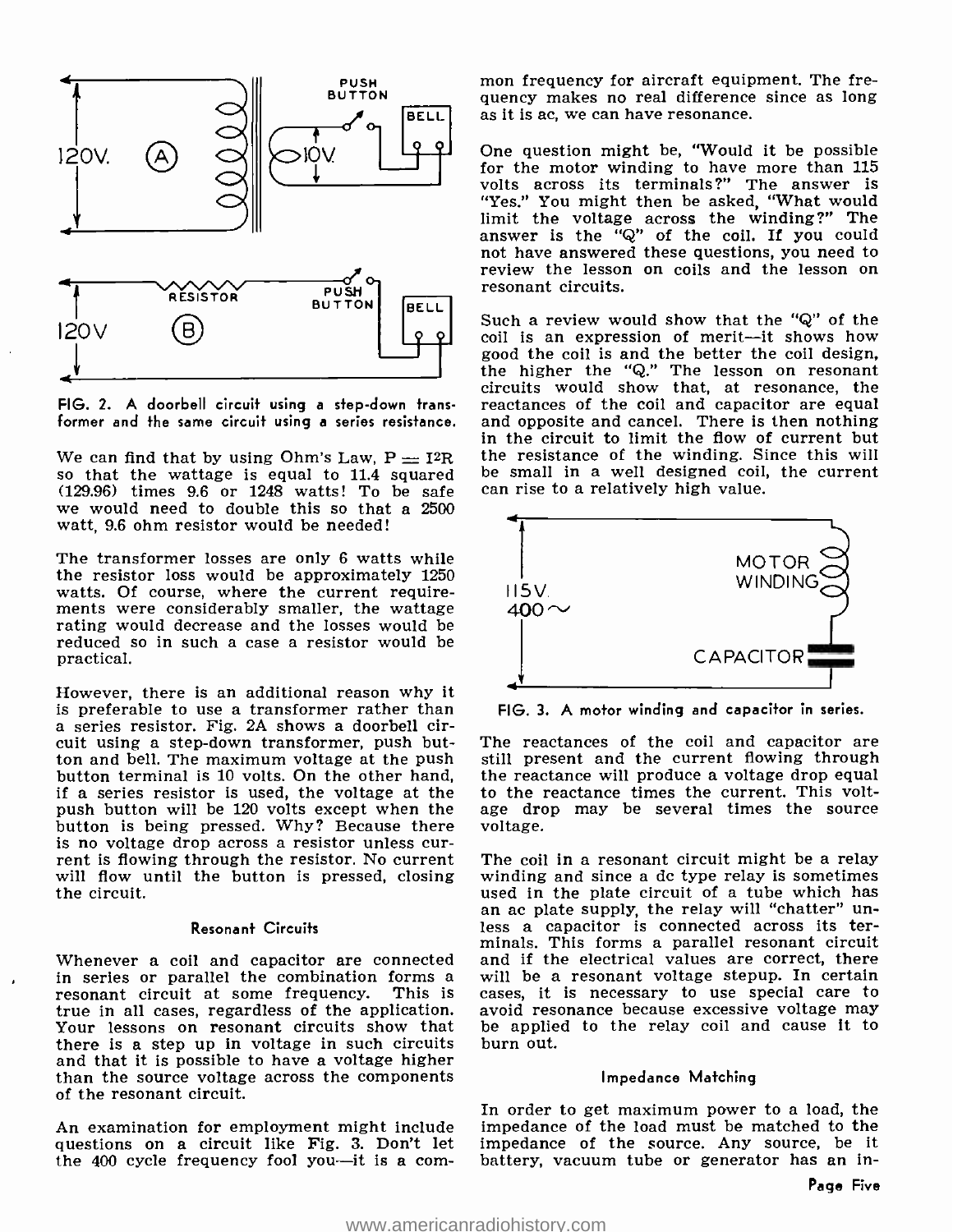FIG. 2. A doorbell circuit using a step-down transformer and the same circuit using a series resistance.

We can find that by using Ohm's Law, $P = I^2R$ so that the wattage is equal to 11.4 squared (129.96) times 9.6 or 1248 watts! To be safe we would need to double this so that a 2500 watt, 9.6 ohm resistor would be needed!

The transformer losses are only 6 watts while the resistor loss would be approximately 1250 watts. Of course, where the current requirements were considerably smaller, the wattage rating would decrease and the losses would be reduced so in such a case a resistor would be practical.

However, there is an additional reason why it is preferable to use a transformer rather than a series resistor. Fig. 2A shows a doorbell circuit using a step-down transformer, push button and bell. The maximum voltage at the push button terminal is 10 volts. On the other hand, if a series resistor is used, the voltage at the push button will be 120 volts except when the button is being pressed. Why? Because there is no voltage drop across a resistor unless current is flowing through the resistor. No current will flow until the button is pressed, closing the circuit.

### Resonant Circuits

Whenever a coil and capacitor are connected in series or parallel the combination forms a resonant circuit at some frequency. This is true in all cases, regardless of the application. Your lessons on resonant circuits show that there is a step up in voltage in such circuits and that it is possible to have a voltage higher than the source voltage across the components of the resonant circuit.

An examination for employment might include questions on a circuit like Fig. 3. Don't let the 400 cycle frequency fool you—it is a common frequency for aircraft equipment. The frequency makes no real difference since as long as it is ac, we can have resonance.

One question might be, "Would it be possible for the motor winding to have more than 115 volts across its terminals?" The answer is "Yes." You might then be asked, "What would limit the voltage across the winding?" The answer is the "Q" of the coil. If you could not have answered these questions, you need to review the lesson on coils and the lesson on resonant circuits.

Such a review would show that the "Q" of the coil is an expression of merit—it shows how good the coil is and the better the coil design, the higher the "Q." The lesson on resonant circuits would show that, at resonance, the reactances of the coil and capacitor are equal and opposite and cancel. There is then nothing in the circuit to limit the flow of current but the resistance of the winding. Since this will be small in a well designed coil, the current can rise to a relatively high value.

FIG. 3. A motor winding and capacitor in series.

The reactances of the coil and capacitor are still present and the current flowing through the reactance will produce a voltage drop equal to the reactance times the current. This voltage drop may be several times the source voltage.

The coil in a resonant circuit might be a relay winding and since a dc type relay is sometimes used in the plate circuit of a tube which has an ac plate supply, the relay will "chatter" unless a capacitor is connected across its terminals. This forms a parallel resonant circuit and if the electrical values are correct, there will be a resonant voltage stepup. In certain cases, it is necessary to use special care to avoid resonance because excessive voltage may be applied to the relay coil and cause it to burn out.

### Impedance Matching

In order to get maximum power to a load, the impedance of the load must be matched to the impedance of the source. Any source, be it battery, vacuum tube or generator has an in-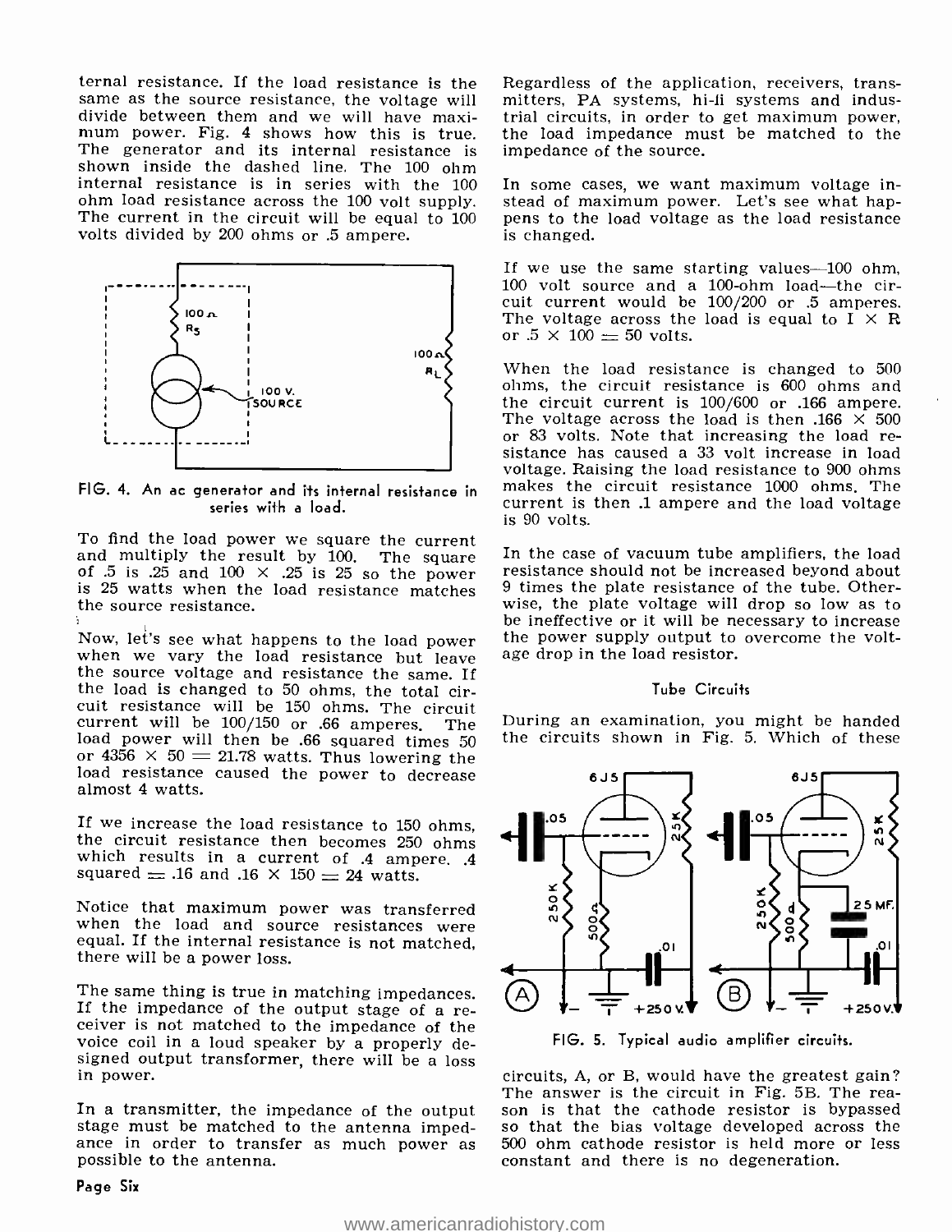ternal resistance. If the load resistance is the same as the source resistance, the voltage will divide between them and we will have maximum power. Fig. 4 shows how this is true. The generator and its internal resistance is shown inside the dashed line. The 100 ohm internal resistance is in series with the 100 ohm load resistance across the 100 volt supply. The current in the circuit will be equal to 100 volts divided by 200 ohms or .5 ampere.

FIG. 4. An ac generator and its internal resistance in series with a load.

To find the load power we square the current and multiply the result by 100. The square of .5 is .25 and 100 × .25 is 25 so the power is 25 watts when the load resistance matches the source resistance.

Now, let's see what happens to the load power when we vary the load resistance but leave the source voltage and resistance the same. If the load is changed to 50 ohms, the total circuit resistance will be 150 ohms. The circuit current will be 100/150 or .66 amperes. The load power will then be .66 squared times 50 or 4356 × 50 = 21.78 watts. Thus lowering the load resistance caused the power to decrease almost 4 watts.

If we increase the load resistance to 150 ohms, the circuit resistance then becomes 250 ohms which results in a current of .4 ampere. .4 squared = .16 and .16 × 150 = 24 watts.

Notice that maximum power was transferred when the load and source resistances were equal. If the internal resistance is not matched, there will be a power loss.

The same thing is true in matching impedances. If the impedance of the output stage of a receiver is not matched to the impedance of the voice coil in a loud speaker by a properly designed output transformer, there will be a loss in power.

In a transmitter, the impedance of the output stage must be matched to the antenna impedance in order to transfer as much power as possible to the antenna.

Regardless of the application, receivers, transmitters, PA systems, hi-fi systems and industrial circuits, in order to get maximum power, the load impedance must be matched to the impedance of the source.

In some cases, we want maximum voltage instead of maximum power. Let's see what happens to the load voltage as the load resistance is changed.

If we use the same starting values—100 ohm, 100 volt source and a 100-ohm load—the circuit current would be 100/200 or .5 amperes. The voltage across the load is equal to I × R or .5 × 100 = 50 volts.

When the load resistance is changed to 500 ohms, the circuit resistance is 600 ohms and the circuit current is 100/600 or .166 ampere. The voltage across the load is then .166 × 500 or 83 volts. Note that increasing the load resistance has caused a 33 volt increase in load voltage. Raising the load resistance to 900 ohms makes the circuit resistance 1000 ohms. The current is then .1 ampere and the load voltage is 90 volts.

In the case of vacuum tube amplifiers, the load resistance should not be increased beyond about 9 times the plate resistance of the tube. Otherwise, the plate voltage will drop so low as to be ineffective or it will be necessary to increase the power supply output to overcome the voltage drop in the load resistor.

### Tube Circuits

During an examination, you might be handed the circuits shown in Fig. 5. Which of these

FIG. 5. Typical audio amplifier circuits.

circuits, A, or B, would have the greatest gain? The answer is the circuit in Fig. 5B. The reason is that the cathode resistor is bypassed so that the bias voltage developed across the 500 ohm cathode resistor is held more or less constant and there is no degeneration.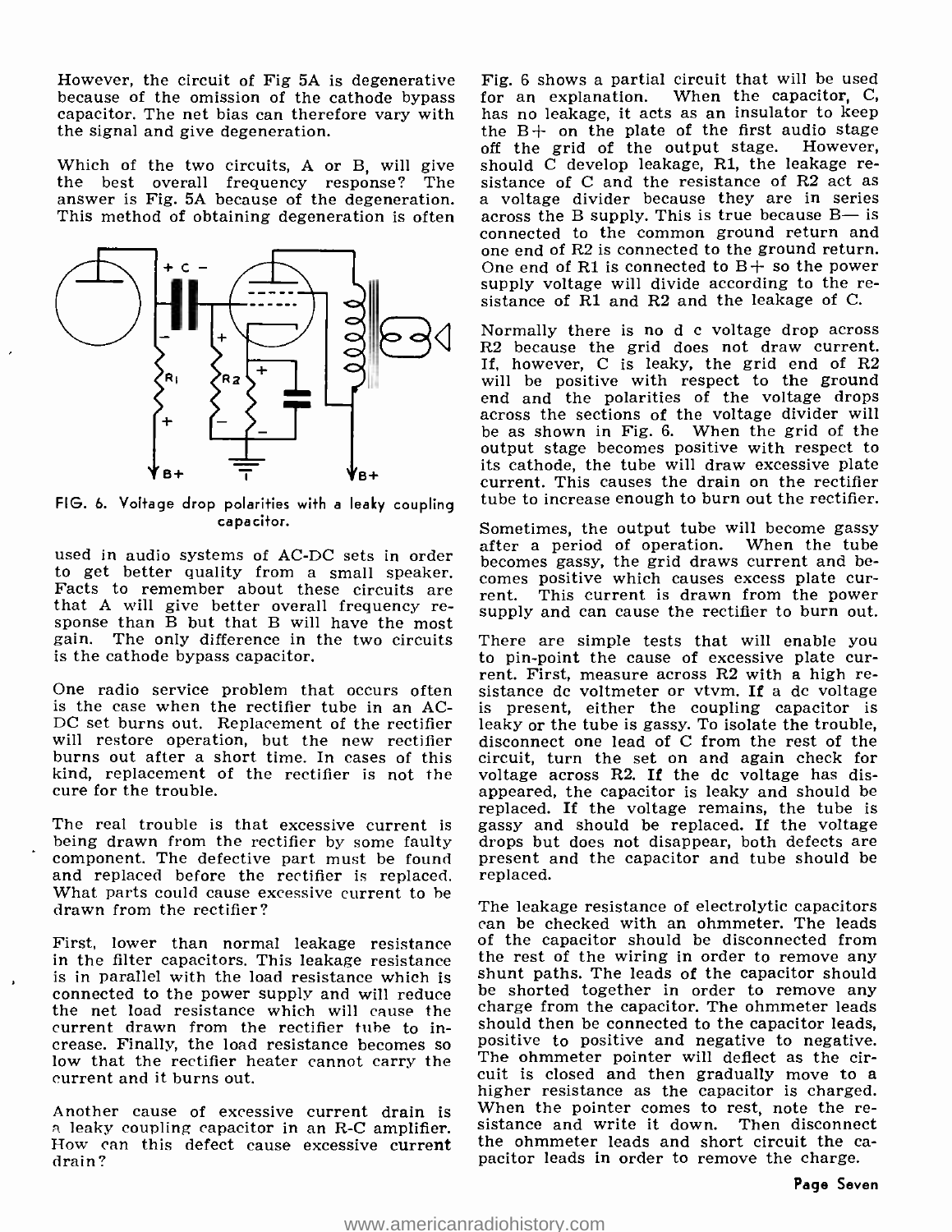However, the circuit of Fig 5A is degenerative because of the omission of the cathode bypass capacitor. The net bias can therefore vary with the signal and give degeneration.

Which of the two circuits, A or B, will give the best overall frequency response? The answer is Fig. 5A because of the degeneration. This method of obtaining degeneration is often used in audio systems of AC-DC sets in order to get better quality from a small speaker. Facts to remember about these circuits are that A will give better overall frequency response than B but that B will have the most gain. The only difference in the two circuits is the cathode bypass capacitor.

FIG. 6. Voltage drop polarities with a leaky coupling capacitor.

One radio service problem that occurs often is the case when the rectifier tube in an AC-DC set burns out. Replacement of the rectifier will restore operation, but the new rectifier burns out after a short time. In cases of this kind, replacement of the rectifier is not the cure for the trouble.

The real trouble is that excessive current is being drawn from the rectifier by some faulty component. The defective part must be found and replaced before the rectifier is replaced. What parts could cause excessive current to be drawn from the rectifier?

First, lower than normal leakage resistance in the filter capacitors. This leakage resistance is in parallel with the load resistance which is connected to the power supply and will reduce the net load resistance which will cause the current drawn from the rectifier tube to increase. Finally, the load resistance becomes so low that the rectifier heater cannot carry the current and it burns out.

Another cause of excessive current drain is a leaky coupling capacitor in an R-C amplifier. How can this defect cause excessive current drain?

Fig. 6 shows a partial circuit that will be used for an explanation. When the capacitor, C, has no leakage, it acts as an insulator to keep the B+ on the plate of the first audio stage off the grid of the output stage. However, should C develop leakage, R1, the leakage resistance of C and the resistance of R2 act as a voltage divider because they are in series across the B supply. This is true because B— is connected to the common ground return and one end of R2 is connected to the ground return. One end of R1 is connected to B+ so the power supply voltage will divide according to the resistance of R1 and R2 and the leakage of C.

Normally there is no d c voltage drop across R2 because the grid does not draw current. If, however, C is leaky, the grid end of R2 will be positive with respect to the ground end and the polarities of the voltage drops across the sections of the voltage divider will be as shown in Fig. 6. When the grid of the output stage becomes positive with respect to its cathode, the tube will draw excessive plate current. This causes the drain on the rectifier tube to increase enough to burn out the rectifier.

Sometimes, the output tube will become gassy after a period of operation. When the tube becomes gassy, the grid draws current and becomes positive which causes excess plate current. This current is drawn from the power supply and can cause the rectifier to burn out.

There are simple tests that will enable you to pin-point the cause of excessive plate current. First, measure across R2 with a high resistance dc voltmeter or vtvm. If a dc voltage is present, either the coupling capacitor is leaky or the tube is gassy. To isolate the trouble, disconnect one lead of C from the rest of the circuit, turn the set on and again check for voltage across R2. If the dc voltage has disappeared, the capacitor is leaky and should be replaced. If the voltage remains, the tube is gassy and should be replaced. If the voltage drops but does not disappear, both defects are present and the capacitor and tube should be replaced.

The leakage resistance of electrolytic capacitors can be checked with an ohmmeter. The leads of the capacitor should be disconnected from the rest of the wiring in order to remove any shunt paths. The leads of the capacitor should be shorted together in order to remove any charge from the capacitor. The ohmmeter leads should then be connected to the capacitor leads, positive to positive and negative to negative. The ohmmeter pointer will deflect as the circuit is closed and then gradually move to a higher resistance as the capacitor is charged. When the pointer comes to rest, note the resistance and write it down. Then disconnect the ohmmeter leads and short circuit the capacitor leads in order to remove the charge.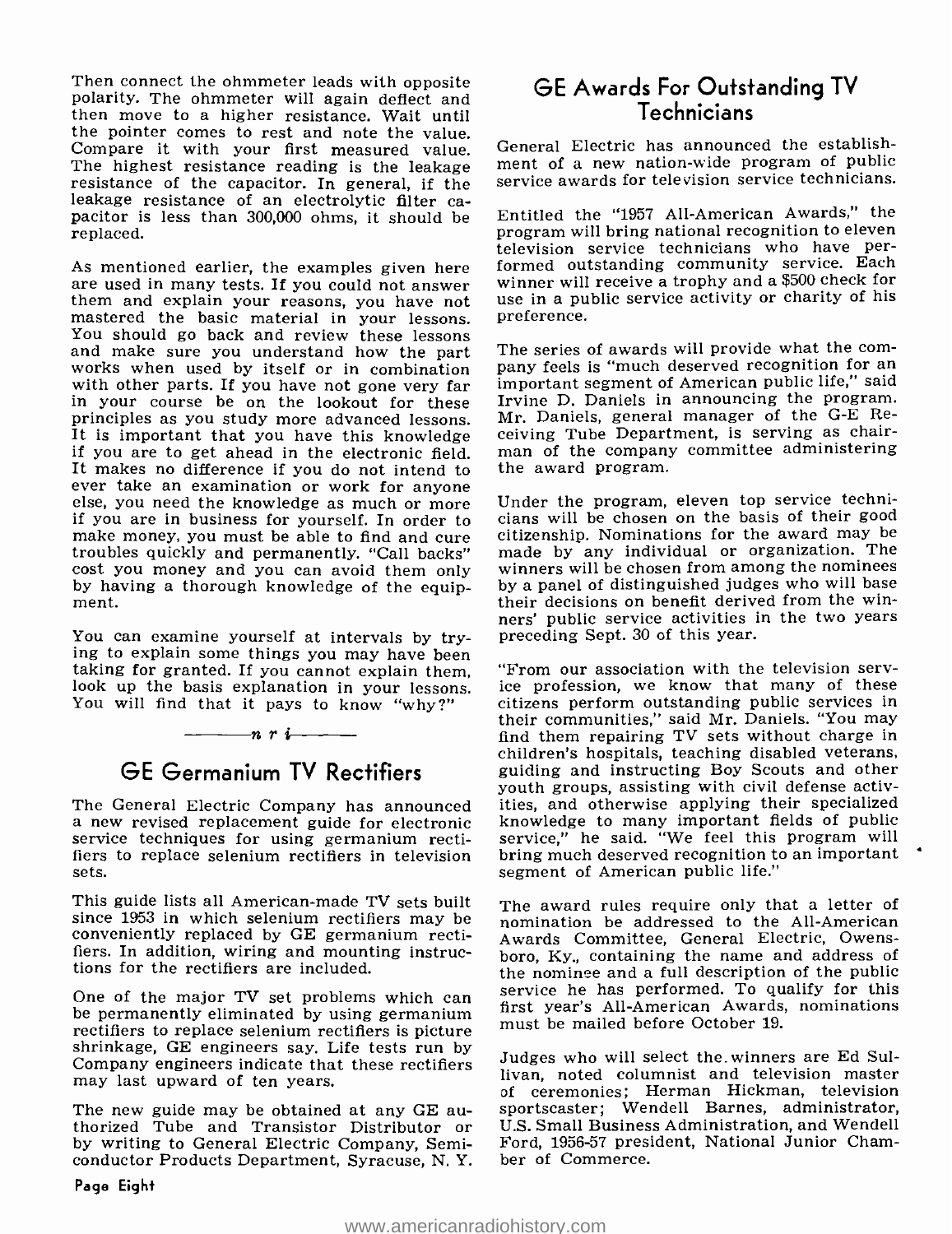Then connect the ohmmeter leads with opposite polarity. The ohmmeter will again deflect and then move to a higher resistance. Wait until the pointer comes to rest and note the value. Compare it with your first measured value. The highest resistance reading is the leakage resistance of the capacitor. In general, if the leakage resistance of an electrolytic filter capacitor is less than 300,000 ohms, it should be replaced.

As mentioned earlier, the examples given here are used in many tests. If you could not answer them and explain your reasons, you have not mastered the basic material in your lessons. You should go back and review these lessons and make sure you understand how the part works when used by itself or in combination with other parts. If you have not gone very far in your course be on the lookout for these principles as you study more advanced lessons. It is important that you have this knowledge if you are to get ahead in the electronic field. It makes no difference if you do not intend to ever take an examination or work for anyone else, you need the knowledge as much or more if you are in business for yourself. In order to make money, you must be able to find and cure troubles quickly and permanently. "Call backs" cost you money and you can avoid them only by having a thorough knowledge of the equipment.

You can examine yourself at intervals by trying to explain some things you may have been taking for granted. If you cannot explain them, look up the basis explanation in your lessons. You will find that it pays to know "why?"

—— n r i ——

## GE Germanium TV Rectifiers

The General Electric Company has announced a new revised replacement guide for electronic service techniques for using germanium rectifiers to replace selenium rectifiers in television sets.

This guide lists all American-made TV sets built since 1953 in which selenium rectifiers may be conveniently replaced by GE germanium rectifiers. In addition, wiring and mounting instructions for the rectifiers are included.

One of the major TV set problems which can be permanently eliminated by using germanium rectifiers to replace selenium rectifiers is picture shrinkage, GE engineers say. Life tests run by Company engineers indicate that these rectifiers may last upward of ten years.

The new guide may be obtained at any GE authorized Tube and Transistor Distributor or by writing to General Electric Company, Semiconductor Products Department, Syracuse, N. Y.

## GE Awards For Outstanding TV Technicians

General Electric has announced the establishment of a new nation-wide program of public service awards for television service technicians.

Entitled the "1957 All-American Awards," the program will bring national recognition to eleven television service technicians who have performed outstanding community service. Each winner will receive a trophy and a $500 check for use in a public service activity or charity of his preference.

The series of awards will provide what the company feels is "much deserved recognition for an important segment of American public life," said Irvine D. Daniels in announcing the program. Mr. Daniels, general manager of the G-E Receiving Tube Department, is serving as chairman of the company committee administering the award program.

Under the program, eleven top service technicians will be chosen on the basis of their good citizenship. Nominations for the award may be made by any individual or organization. The winners will be chosen from among the nominees by a panel of distinguished judges who will base their decisions on benefit derived from the winners' public service activities in the two years preceding Sept. 30 of this year.

"From our association with the television service profession, we know that many of these citizens perform outstanding public services in their communities," said Mr. Daniels. "You may find them repairing TV sets without charge in children's hospitals, teaching disabled veterans, guiding and instructing Boy Scouts and other youth groups, assisting with civil defense activities, and otherwise applying their specialized knowledge to many important fields of public service," he said. "We feel this program will bring much deserved recognition to an important segment of American public life."

The award rules require only that a letter of nomination be addressed to the All-American Awards Committee, General Electric, Owensboro, Ky., containing the name and address of the nominee and a full description of the public service he has performed. To qualify for this first year's All-American Awards, nominations must be mailed before October 19.

Judges who will select the winners are Ed Sullivan, noted columnist and television master of ceremonies; Herman Hickman, television sportscaster; Wendell Barnes, administrator, U.S. Small Business Administration, and Wendell Ford, 1956-57 president, National Junior Chamber of Commerce.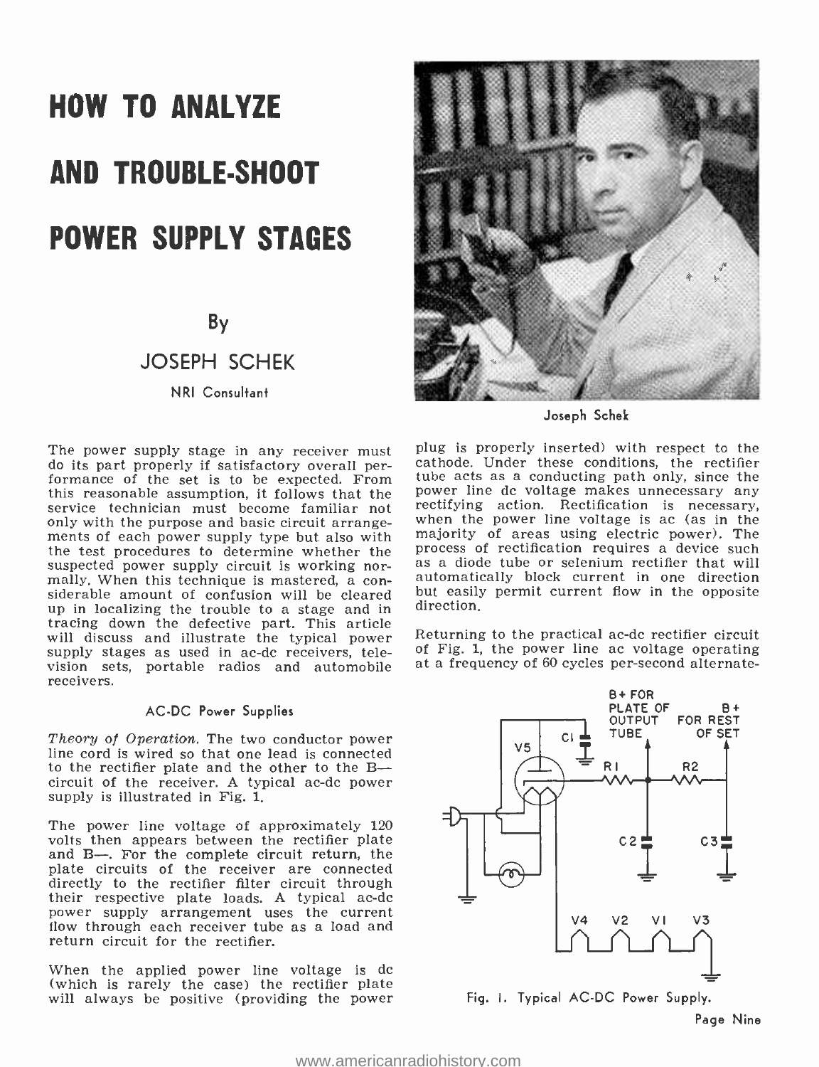# HOW TO ANALYZE AND TROUBLE-SHOOT POWER SUPPLY STAGES

By

JOSEPH SCHEK

NRI Consultant

Joseph Schek

The power supply stage in any receiver must do its part properly if satisfactory overall performance of the set is to be expected. From this reasonable assumption, it follows that the service technician must become familiar not only with the purpose and basic circuit arrangements of each power supply type but also with the test procedures to determine whether the suspected power supply circuit is working normally. When this technique is mastered, a considerable amount of confusion will be cleared up in localizing the trouble to a stage and in tracing down the defective part. This article will discuss and illustrate the typical power supply stages as used in ac-dc receivers, television sets, portable radios and automobile receivers.

### AC-DC Power Supplies

*Theory of Operation.* The two conductor power line cord is wired so that one lead is connected to the rectifier plate and the other to the B— circuit of the receiver. A typical ac-dc power supply is illustrated in Fig. 1.

The power line voltage of approximately 120 volts then appears between the rectifier plate and B—. For the complete circuit return, the plate circuits of the receiver are connected directly to the rectifier filter circuit through their respective plate loads. A typical ac-dc power supply arrangement uses the current flow through each receiver tube as a load and return circuit for the rectifier.

When the applied power line voltage is dc (which is rarely the case) the rectifier plate will always be positive (providing the power plug is properly inserted) with respect to the cathode. Under these conditions, the rectifier tube acts as a conducting path only, since the power line dc voltage makes unnecessary any rectifying action. Rectification is necessary, when the power line voltage is ac (as in the majority of areas using electric power). The process of rectification requires a device such as a diode tube or selenium rectifier that will automatically block current in one direction but easily permit current flow in the opposite direction.

Returning to the practical ac-dc rectifier circuit of Fig. 1, the power line ac voltage operating at a frequency of 60 cycles per-second alternate-

Fig. 1. Typical AC-DC Power Supply.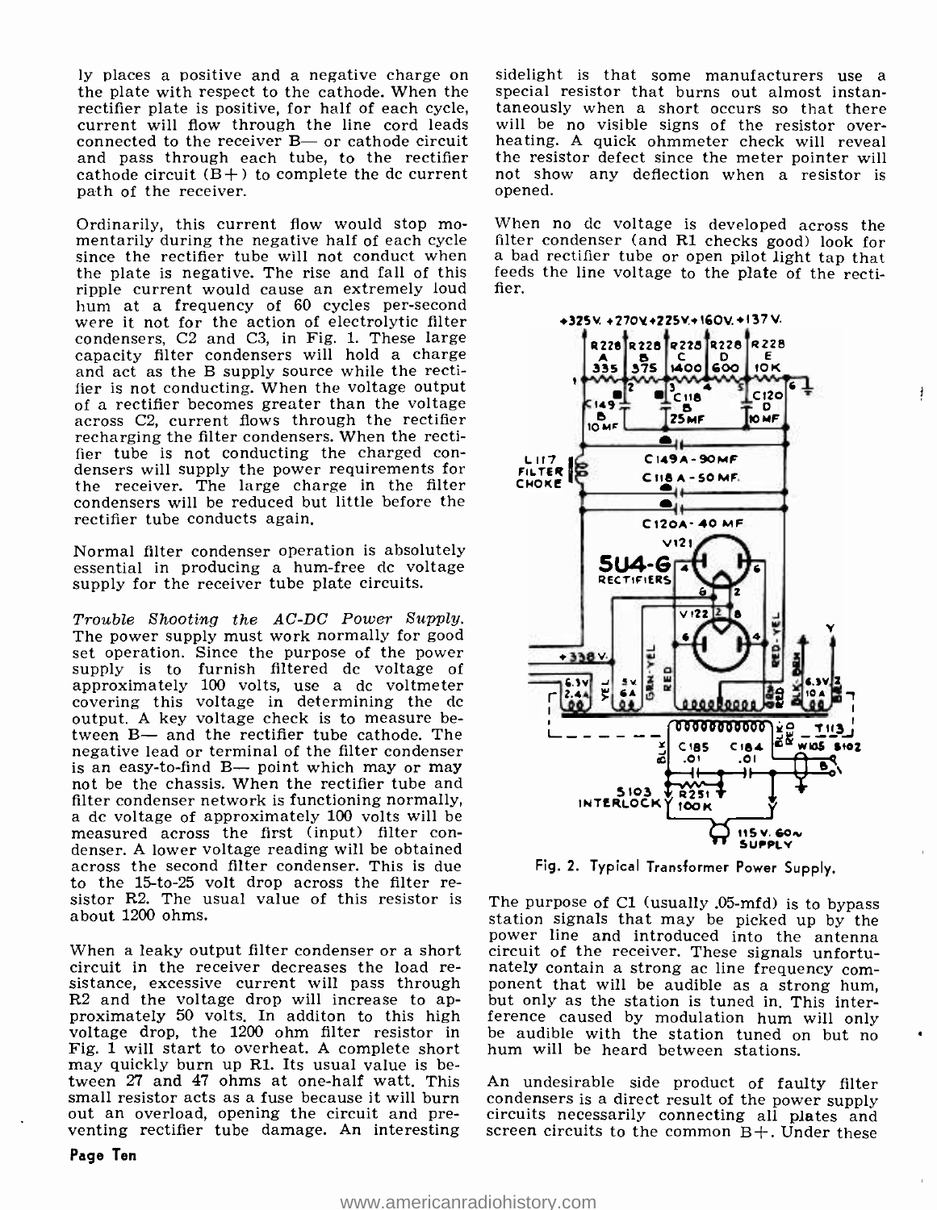ly places a positive and a negative charge on the plate with respect to the cathode. When the rectifier plate is positive, for half of each cycle, current will flow through the line cord leads connected to the receiver B— or cathode circuit and pass through each tube, to the rectifier cathode circuit (B+) to complete the dc current path of the receiver.

Ordinarily, this current flow would stop momentarily during the negative half of each cycle since the rectifier tube will not conduct when the plate is negative. The rise and fall of this ripple current would cause an extremely loud hum at a frequency of 60 cycles per-second were it not for the action of electrolytic filter condensers, C2 and C3, in Fig. 1. These large capacity filter condensers will hold a charge and act as the B supply source while the rectifier is not conducting. When the voltage output of a rectifier becomes greater than the voltage across C2, current flows through the rectifier recharging the filter condensers. When the rectifier tube is not conducting the charged condensers will supply the power requirements for the receiver. The large charge in the filter condensers will be reduced but little before the rectifier tube conducts again.

Normal filter condenser operation is absolutely essential in producing a hum-free dc voltage supply for the receiver tube plate circuits.

*Trouble Shooting the AC-DC Power Supply.* The power supply must work normally for good set operation. Since the purpose of the power supply is to furnish filtered dc voltage of approximately 100 volts, use a dc voltmeter covering this voltage in determining the dc output. A key voltage check is to measure between B— and the rectifier tube cathode. The negative lead or terminal of the filter condenser is an easy-to-find B— point which may or may not be the chassis. When the rectifier tube and filter condenser network is functioning normally, a dc voltage of approximately 100 volts will be measured across the first (input) filter condenser. A lower voltage reading will be obtained across the second filter condenser. This is due to the 15-to-25 volt drop across the filter resistor R2. The usual value of this resistor is about 1200 ohms.

When a leaky output filter condenser or a short circuit in the receiver decreases the load resistance, excessive current will pass through R2 and the voltage drop will increase to approximately 50 volts. In additon to this high voltage drop, the 1200 ohm filter resistor in Fig. 1 will start to overheat. A complete short may quickly burn up R1. Its usual value is between 27 and 47 ohms at one-half watt. This small resistor acts as a fuse because it will burn out an overload, opening the circuit and preventing rectifier tube damage. An interesting sidelight is that some manufacturers use a special resistor that burns out almost instantaneously when a short occurs so that there will be no visible signs of the resistor overheating. A quick ohmmeter check will reveal the resistor defect since the meter pointer will not show any deflection when a resistor is opened.

When no dc voltage is developed across the filter condenser (and R1 checks good) look for a bad rectifier tube or open pilot light tap that feeds the line voltage to the plate of the rectifier.

Fig. 2. Typical Transformer Power Supply.

The purpose of C1 (usually .05-mfd) is to bypass station signals that may be picked up by the power line and introduced into the antenna circuit of the receiver. These signals unfortunately contain a strong ac line frequency component that will be audible as a strong hum, but only as the station is tuned in. This interference caused by modulation hum will only be audible with the station tuned on but no hum will be heard between stations.

An undesirable side product of faulty filter condensers is a direct result of the power supply circuits necessarily connecting all plates and screen circuits to the common B+. Under these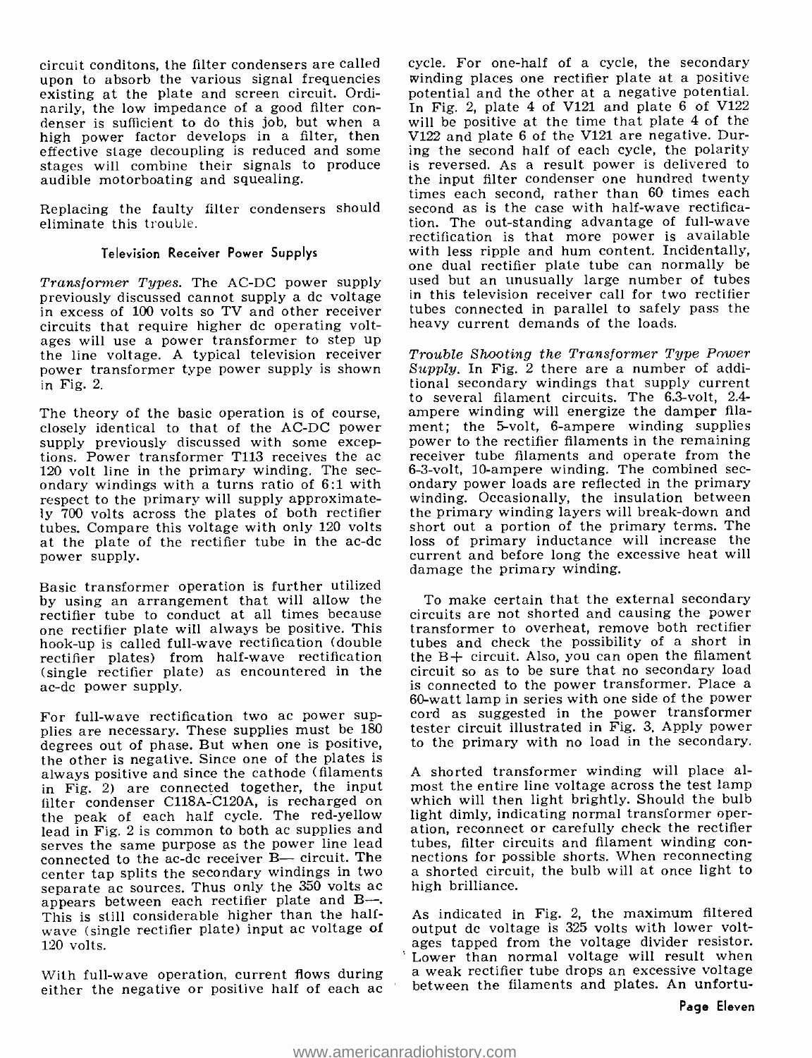circuit conditons, the filter condensers are called upon to absorb the various signal frequencies existing at the plate and screen circuit. Ordinarily, the low impedance of a good filter condenser is sufficient to do this job, but when a high power factor develops in a filter, then effective stage decoupling is reduced and some stages will combine their signals to produce audible motorboating and squealing.

Replacing the faulty filter condensers should eliminate this trouble.

### Television Receiver Power Supplys

*Transformer Types.* The AC-DC power supply previously discussed cannot supply a dc voltage in excess of 100 volts so TV and other receiver circuits that require higher dc operating voltages will use a power transformer to step up the line voltage. A typical television receiver power transformer type power supply is shown in Fig. 2.

The theory of the basic operation is of course, closely identical to that of the AC-DC power supply previously discussed with some exceptions. Power transformer T113 receives the ac 120 volt line in the primary winding. The secondary windings with a turns ratio of 6:1 with respect to the primary will supply approximately 700 volts across the plates of both rectifier tubes. Compare this voltage with only 120 volts at the plate of the rectifier tube in the ac-dc power supply.

Basic transformer operation is further utilized by using an arrangement that will allow the rectifier tube to conduct at all times because one rectifier plate will always be positive. This hook-up is called full-wave rectification (double rectifier plates) from half-wave rectification (single rectifier plate) as encountered in the ac-dc power supply.

For full-wave rectification two ac power supplies are necessary. These supplies must be 180 degrees out of phase. But when one is positive, the other is negative. Since one of the plates is always positive and since the cathode (filaments in Fig. 2) are connected together, the input filter condenser C118A-C120A, is recharged on the peak of each half cycle. The red-yellow lead in Fig. 2 is common to both ac supplies and serves the same purpose as the power line lead connected to the ac-dc receiver B— circuit. The center tap splits the secondary windings in two separate ac sources. Thus only the 350 volts ac appears between each rectifier plate and B—. This is still considerable higher than the half-wave (single rectifier plate) input ac voltage of 120 volts.

With full-wave operation, current flows during either the negative or positive half of each ac cycle. For one-half of a cycle, the secondary winding places one rectifier plate at a positive potential and the other at a negative potential. In Fig. 2, plate 4 of V121 and plate 6 of V122 will be positive at the time that plate 4 of the V122 and plate 6 of the V121 are negative. During the second half of each cycle, the polarity is reversed. As a result power is delivered to the input filter condenser one hundred twenty times each second, rather than 60 times each second as is the case with half-wave rectification. The out-standing advantage of full-wave rectification is that more power is available with less ripple and hum content. Incidentally, one dual rectifier plate tube can normally be used but an unusually large number of tubes in this television receiver call for two rectifier tubes connected in parallel to safely pass the heavy current demands of the loads.

*Trouble Shooting the Transformer Type Power Supply.* In Fig. 2 there are a number of additional secondary windings that supply current to several filament circuits. The 6.3-volt, 2.4-ampere winding will energize the damper filament; the 5-volt, 6-ampere winding supplies power to the rectifier filaments in the remaining receiver tube filaments and operate from the 6-3-volt, 10-ampere winding. The combined secondary power loads are reflected in the primary winding. Occasionally, the insulation between the primary winding layers will break-down and short out a portion of the primary terms. The loss of primary inductance will increase the current and before long the excessive heat will damage the primary winding.

To make certain that the external secondary circuits are not shorted and causing the power transformer to overheat, remove both rectifier tubes and check the possibility of a short in the B+ circuit. Also, you can open the filament circuit so as to be sure that no secondary load is connected to the power transformer. Place a 60-watt lamp in series with one side of the power cord as suggested in the power transformer tester circuit illustrated in Fig. 3. Apply power to the primary with no load in the secondary.

A shorted transformer winding will place almost the entire line voltage across the test lamp which will then light brightly. Should the bulb light dimly, indicating normal transformer operation, reconnect or carefully check the rectifier tubes, filter circuits and filament winding connections for possible shorts. When reconnecting a shorted circuit, the bulb will at once light to high brilliance.

As indicated in Fig. 2, the maximum filtered output dc voltage is 325 volts with lower voltages tapped from the voltage divider resistor. Lower than normal voltage will result when a weak rectifier tube drops an excessive voltage between the filaments and plates. An unfortu-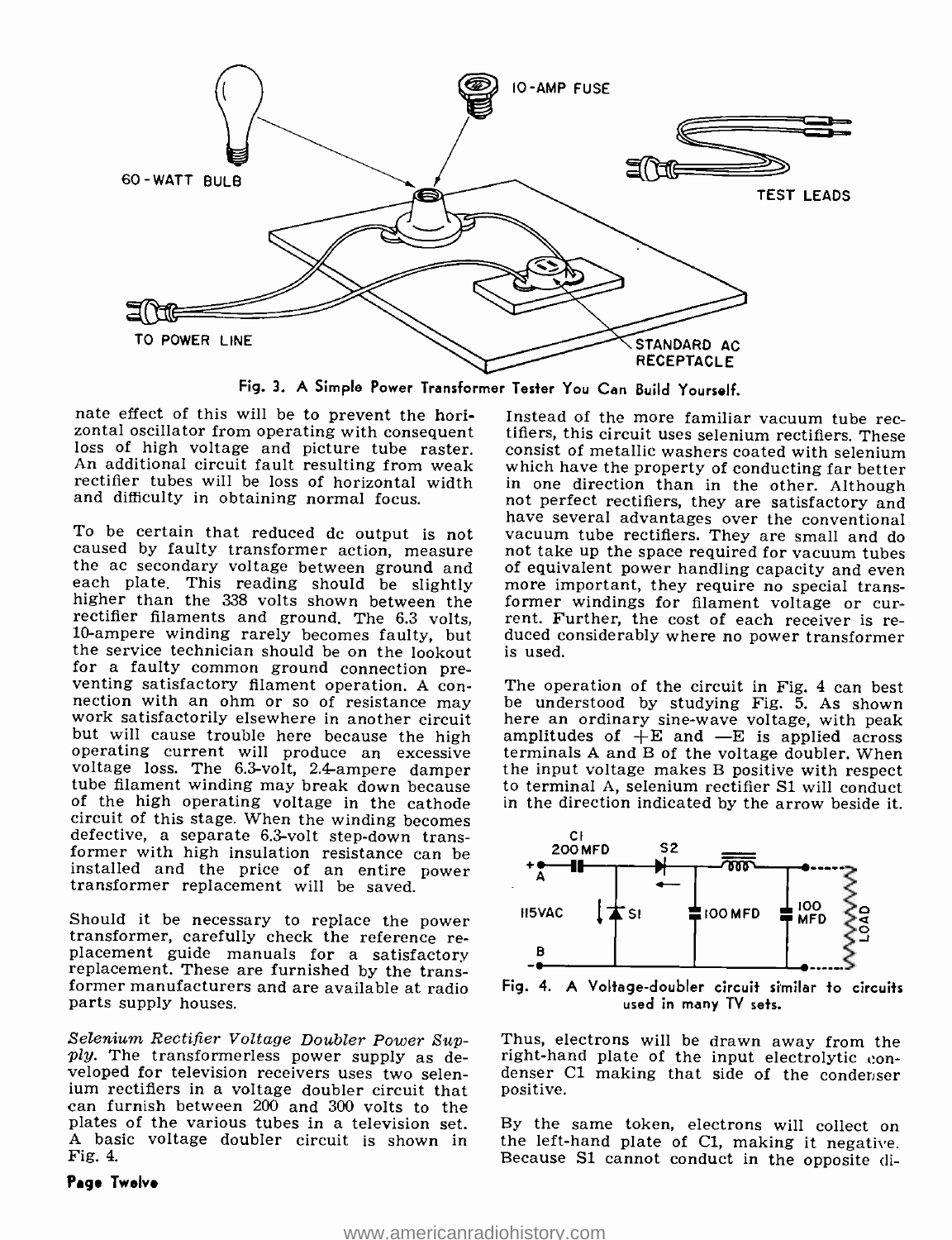Fig. 3. A Simple Power Transformer Tester You Can Build Yourself.

nate effect of this will be to prevent the horizontal oscillator from operating with consequent loss of high voltage and picture tube raster. An additional circuit fault resulting from weak rectifier tubes will be loss of horizontal width and difficulty in obtaining normal focus.

To be certain that reduced dc output is not caused by faulty transformer action, measure the ac secondary voltage between ground and each plate. This reading should be slightly higher than the 338 volts shown between the rectifier filaments and ground. The 6.3 volts, 10-ampere winding rarely becomes faulty, but the service technician should be on the lookout for a faulty common ground connection preventing satisfactory filament operation. A connection with an ohm or so of resistance may work satisfactorily elsewhere in another circuit but will cause trouble here because the high operating current will produce an excessive voltage loss. The 6.3-volt, 2.4-ampere damper tube filament winding may break down because of the high operating voltage in the cathode circuit of this stage. When the winding becomes defective, a separate 6.3-volt step-down transformer with high insulation resistance can be installed and the price of an entire power transformer replacement will be saved.

Should it be necessary to replace the power transformer, carefully check the reference replacement guide manuals for a satisfactory replacement. These are furnished by the transformer manufacturers and are available at radio parts supply houses.

*Selenium Rectifier Voltage Doubler Power Supply.* The transformerless power supply as developed for television receivers uses two selenium rectifiers in a voltage doubler circuit that can furnish between 200 and 300 volts to the plates of the various tubes in a television set. A basic voltage doubler circuit is shown in Fig. 4.

Instead of the more familiar vacuum tube rectifiers, this circuit uses selenium rectifiers. These consist of metallic washers coated with selenium which have the property of conducting far better in one direction than in the other. Although not perfect rectifiers, they are satisfactory and have several advantages over the conventional vacuum tube rectifiers. They are small and do not take up the space required for vacuum tubes of equivalent power handling capacity and even more important, they require no special transformer windings for filament voltage or current. Further, the cost of each receiver is reduced considerably where no power transformer is used.

The operation of the circuit in Fig. 4 can best be understood by studying Fig. 5. As shown here an ordinary sine-wave voltage, with peak amplitudes of +E and —E is applied across terminals A and B of the voltage doubler. When the input voltage makes B positive with respect to terminal A, selenium rectifier S1 will conduct in the direction indicated by the arrow beside it.

Fig. 4. A Voltage-doubler circuit similar to circuits used in many TV sets.

Thus, electrons will be drawn away from the right-hand plate of the input electrolytic condenser C1 making that side of the condenser positive.

By the same token, electrons will collect on the left-hand plate of C1, making it negative. Because S1 cannot conduct in the opposite di-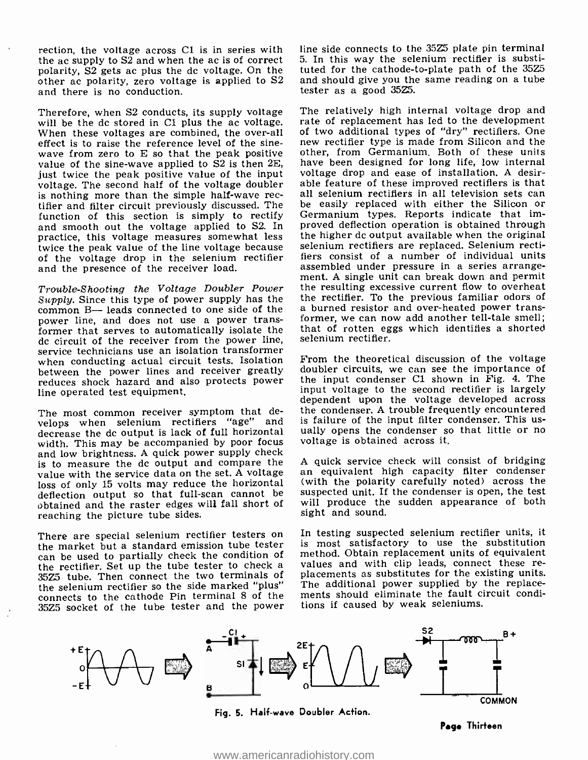rection, the voltage across C1 is in series with the ac supply to S2 and when the ac is of correct polarity, S2 gets ac plus the dc voltage. On the other ac polarity, zero voltage is applied to S2 and there is no conduction.

Therefore, when S2 conducts, its supply voltage will be the dc stored in C1 plus the ac voltage. When these voltages are combined, the over-all effect is to raise the reference level of the sine-wave from zero to E so that the peak positive value of the sine-wave applied to S2 is then 2E, just twice the peak positive value of the input voltage. The second half of the voltage doubler is nothing more than the simple half-wave rectifier and filter circuit previously discussed. The function of this section is simply to rectify and smooth out the voltage applied to S2. In practice, this voltage measures somewhat less twice the peak value of the line voltage because of the voltage drop in the selenium rectifier and the presence of the receiver load.

*Trouble-Shooting the Voltage Doubler Power Supply.* Since this type of power supply has the common B— leads connected to one side of the power line, and does not use a power transformer that serves to automatically isolate the dc circuit of the receiver from the power line, service technicians use an isolation transformer when conducting actual circuit tests. Isolation between the power lines and receiver greatly reduces shock hazard and also protects power line operated test equipment.

The most common receiver symptom that develops when selenium rectifiers "age" and decrease the dc output is lack of full horizontal width. This may be accompanied by poor focus and low brightness. A quick power supply check is to measure the dc output and compare the value with the service data on the set. A voltage loss of only 15 volts may reduce the horizontal deflection output so that full-scan cannot be obtained and the raster edges will fall short of reaching the picture tube sides.

There are special selenium rectifier testers on the market but a standard emission tube tester can be used to partially check the condition of the rectifier. Set up the tube tester to check a 35Z5 tube. Then connect the two terminals of the selenium rectifier so the side marked "plus" connects to the cathode Pin terminal 8 of the 35Z5 socket of the tube tester and the power line side connects to the 35Z5 plate pin terminal 5. In this way the selenium rectifier is substituted for the cathode-to-plate path of the 35Z5 and should give you the same reading on a tube tester as a good 35Z5.

The relatively high internal voltage drop and rate of replacement has led to the development of two additional types of "dry" rectifiers. One new rectifier type is made from Silicon and the other, from Germanium. Both of these units have been designed for long life, low internal voltage drop and ease of installation. A desirable feature of these improved rectifiers is that all selenium rectifiers in all television sets can be easily replaced with either the Silicon or Germanium types. Reports indicate that improved deflection operation is obtained through the higher dc output available when the original selenium rectifiers are replaced. Selenium rectifiers consist of a number of individual units assembled under pressure in a series arrangement. A single unit can break down and permit the resulting excessive current flow to overheat the rectifier. To the previous familiar odors of a burned resistor and over-heated power transformer, we can now add another tell-tale smell; that of rotten eggs which identifies a shorted selenium rectifier.

From the theoretical discussion of the voltage doubler circuits, we can see the importance of the input condenser C1 shown in Fig. 4. The input voltage to the second rectifier is largely dependent upon the voltage developed across the condenser. A trouble frequently encountered is failure of the input filter condenser. This usually opens the condenser so that little or no voltage is obtained across it.

A quick service check will consist of bridging an equivalent high capacity filter condenser (with the polarity carefully noted) across the suspected unit. If the condenser is open, the test will produce the sudden appearance of both sight and sound.

In testing suspected selenium rectifier units, it is most satisfactory to use the substitution method. Obtain replacement units of equivalent values and with clip leads, connect these replacements as substitutes for the existing units. The additional power supplied by the replacements should eliminate the fault circuit conditions if caused by weak seleniums.

Fig. 5. Half-wave Doubler Action.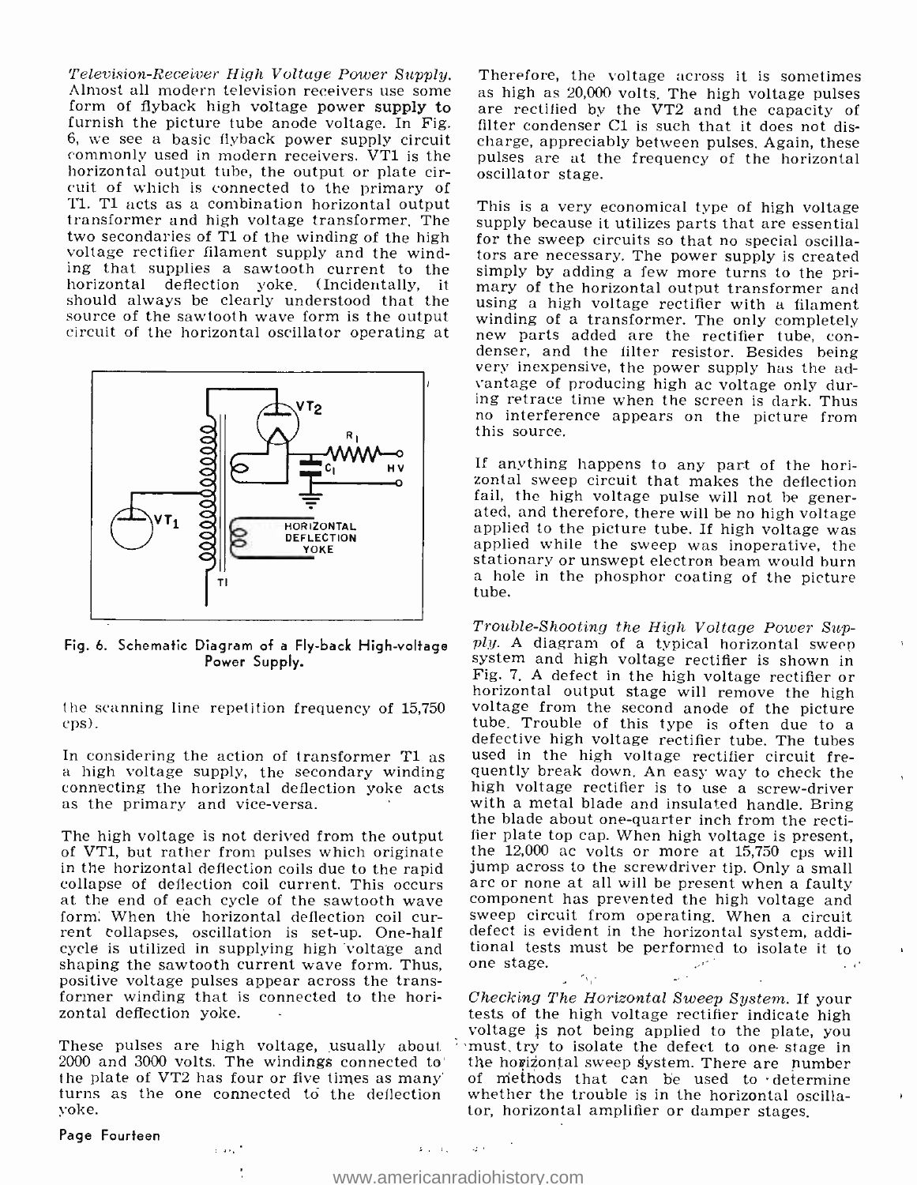*Television-Receiver High Voltage Power Supply.* Almost all modern television receivers use some form of flyback high voltage power supply to furnish the picture tube anode voltage. In Fig. 6, we see a basic flyback power supply circuit commonly used in modern receivers. VT1 is the horizontal output tube, the output or plate circuit of which is connected to the primary of T1. T1 acts as a combination horizontal output transformer and high voltage transformer. The two secondaries of T1 of the winding of the high voltage rectifier filament supply and the winding that supplies a sawtooth current to the horizontal deflection yoke. (Incidentally, it should always be clearly understood that the source of the sawtooth wave form is the output circuit of the horizontal oscillator operating at the scanning line repetition frequency of 15,750 cps).

Fig. 6. Schematic Diagram of a Fly-back High-voltage Power Supply.

In considering the action of transformer T1 as a high voltage supply, the secondary winding connecting the horizontal deflection yoke acts as the primary and vice-versa.

The high voltage is not derived from the output of VT1, but rather from pulses which originate in the horizontal deflection coils due to the rapid collapse of deflection coil current. This occurs at the end of each cycle of the sawtooth wave form. When the horizontal deflection coil current collapses, oscillation is set-up. One-half cycle is utilized in supplying high voltage and shaping the sawtooth current wave form. Thus, positive voltage pulses appear across the transformer winding that is connected to the horizontal deflection yoke.

These pulses are high voltage, usually about 2000 and 3000 volts. The windings connected to the plate of VT2 has four or five times as many turns as the one connected to the deflection yoke. Therefore, the voltage across it is sometimes as high as 20,000 volts. The high voltage pulses are rectified by the VT2 and the capacity of filter condenser C1 is such that it does not discharge, appreciably between pulses. Again, these pulses are at the frequency of the horizontal oscillator stage.

This is a very economical type of high voltage supply because it utilizes parts that are essential for the sweep circuits so that no special oscillators are necessary. The power supply is created simply by adding a few more turns to the primary of the horizontal output transformer and using a high voltage rectifier with a filament winding of a transformer. The only completely new parts added are the rectifier tube, condenser, and the filter resistor. Besides being very inexpensive, the power supply has the advantage of producing high ac voltage only during retrace time when the screen is dark. Thus no interference appears on the picture from this source.

If anything happens to any part of the horizontal sweep circuit that makes the deflection fail, the high voltage pulse will not be generated, and therefore, there will be no high voltage applied to the picture tube. If high voltage was applied while the sweep was inoperative, the stationary or unswept electron beam would burn a hole in the phosphor coating of the picture tube.

*Trouble-Shooting the High Voltage Power Supply.* A diagram of a typical horizontal sweep system and high voltage rectifier is shown in Fig. 7. A defect in the high voltage rectifier or horizontal output stage will remove the high voltage from the second anode of the picture tube. Trouble of this type is often due to a defective high voltage rectifier tube. The tubes used in the high voltage rectifier circuit frequently break down. An easy way to check the high voltage rectifier is to use a screw-driver with a metal blade and insulated handle. Bring the blade about one-quarter inch from the rectifier plate top cap. When high voltage is present, the 12,000 ac volts or more at 15,750 cps will jump across to the screwdriver tip. Only a small arc or none at all will be present when a faulty component has prevented the high voltage and sweep circuit from operating. When a circuit defect is evident in the horizontal system, additional tests must be performed to isolate it to one stage.

*Checking The Horizontal Sweep System.* If your tests of the high voltage rectifier indicate high voltage is not being applied to the plate, you must try to isolate the defect to one stage in the horizontal sweep system. There are number of methods that can be used to determine whether the trouble is in the horizontal oscillator, horizontal amplifier or damper stages.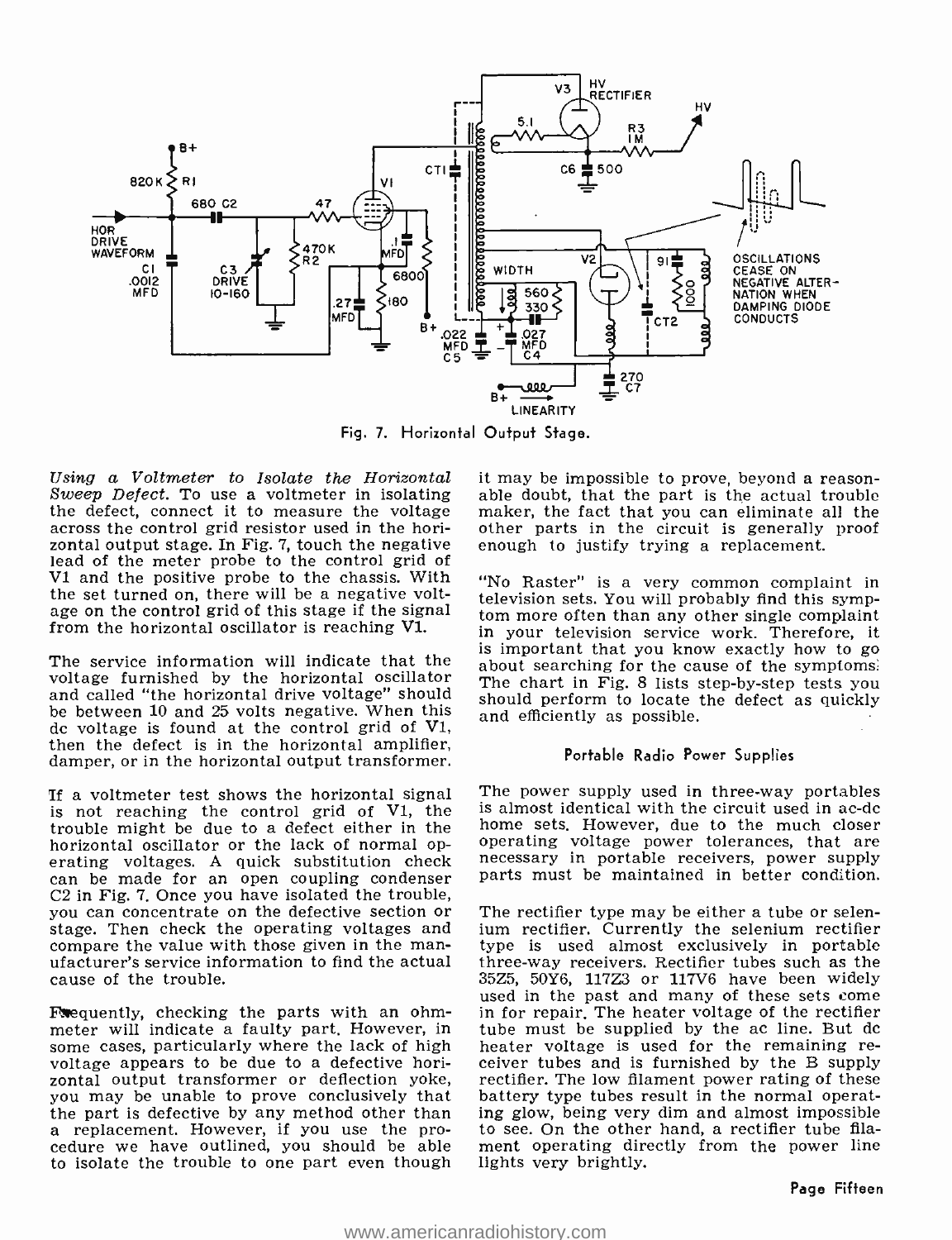Fig. 7. Horizontal Output Stage.

*Using a Voltmeter to Isolate the Horizontal Sweep Defect.* To use a voltmeter in isolating the defect, connect it to measure the voltage across the control grid resistor used in the horizontal output stage. In Fig. 7, touch the negative lead of the meter probe to the control grid of V1 and the positive probe to the chassis. With the set turned on, there will be a negative voltage on the control grid of this stage if the signal from the horizontal oscillator is reaching V1.

The service information will indicate that the voltage furnished by the horizontal oscillator and called "the horizontal drive voltage" should be between 10 and 25 volts negative. When this dc voltage is found at the control grid of V1, then the defect is in the horizontal amplifier, damper, or in the horizontal output transformer.

If a voltmeter test shows the horizontal signal is not reaching the control grid of V1, the trouble might be due to a defect either in the horizontal oscillator or the lack of normal operating voltages. A quick substitution check can be made for an open coupling condenser C2 in Fig. 7. Once you have isolated the trouble, you can concentrate on the defective section or stage. Then check the operating voltages and compare the value with those given in the manufacturer's service information to find the actual cause of the trouble.

Frequently, checking the parts with an ohmmeter will indicate a faulty part. However, in some cases, particularly where the lack of high voltage appears to be due to a defective horizontal output transformer or deflection yoke, you may be unable to prove conclusively that the part is defective by any method other than a replacement. However, if you use the procedure we have outlined, you should be able to isolate the trouble to one part even though it may be impossible to prove, beyond a reasonable doubt, that the part is the actual trouble maker, the fact that you can eliminate all the other parts in the circuit is generally proof enough to justify trying a replacement.

"No Raster" is a very common complaint in television sets. You will probably find this symptom more often than any other single complaint in your television service work. Therefore, it is important that you know exactly how to go about searching for the cause of the symptoms. The chart in Fig. 8 lists step-by-step tests you should perform to locate the defect as quickly and efficiently as possible.

## Portable Radio Power Supplies

The power supply used in three-way portables is almost identical with the circuit used in ac-dc home sets. However, due to the much closer operating voltage power tolerances, that are necessary in portable receivers, power supply parts must be maintained in better condition.

The rectifier type may be either a tube or selenium rectifier. Currently the selenium rectifier type is used almost exclusively in portable three-way receivers. Rectifier tubes such as the 35Z5, 50Y6, 117Z3 or 117V6 have been widely used in the past and many of these sets come in for repair. The heater voltage of the rectifier tube must be supplied by the ac line. But dc heater voltage is used for the remaining receiver tubes and is furnished by the B supply rectifier. The low filament power rating of these battery type tubes result in the normal operating glow, being very dim and almost impossible to see. On the other hand, a rectifier tube filament operating directly from the power line lights very brightly.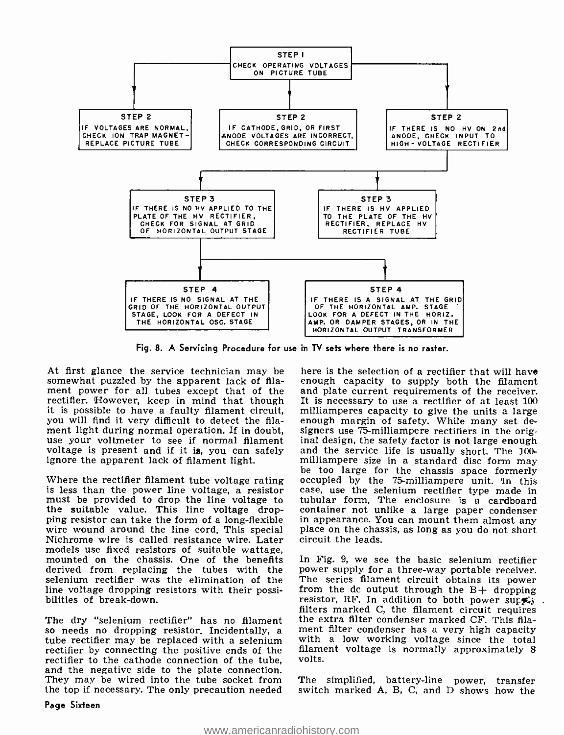STEP 1
CHECK OPERATING VOLTAGES ON PICTURE TUBE

STEP 2
IF VOLTAGES ARE NORMAL, CHECK ION TRAP MAGNET—REPLACE PICTURE TUBE

STEP 2
IF CATHODE, GRID, OR FIRST ANODE VOLTAGES ARE INCORRECT, CHECK CORRESPONDING CIRCUIT

STEP 2
IF THERE IS NO HV ON 2nd ANODE, CHECK INPUT TO HIGH-VOLTAGE RECTIFIER

STEP 3
IF THERE IS NO HV APPLIED TO THE PLATE OF THE HV RECTIFIER, CHECK FOR SIGNAL AT GRID OF HORIZONTAL OUTPUT STAGE

STEP 3
IF THERE IS HV APPLIED TO THE PLATE OF THE HV RECTIFIER, REPLACE HV RECTIFIER TUBE

STEP 4
IF THERE IS NO SIGNAL AT THE GRID OF THE HORIZONTAL OUTPUT STAGE, LOOK FOR A DEFECT IN THE HORIZONTAL OSC. STAGE

STEP 4
IF THERE IS A SIGNAL AT THE GRID OF THE HORIZONTAL AMP. STAGE LOOK FOR A DEFECT IN THE HORIZ. AMP. OR DAMPER STAGES, OR IN THE HORIZONTAL OUTPUT TRANSFORMER

**Fig. 8. A Servicing Procedure for use in TV sets where there is no raster.**

At first glance the service technician may be somewhat puzzled by the apparent lack of filament power for all tubes except that of the rectifier. However, keep in mind that though it is possible to have a faulty filament circuit, you will find it very difficult to detect the filament light during normal operation. If in doubt, use your voltmeter to see if normal filament voltage is present and if it is, you can safely ignore the apparent lack of filament light.

Where the rectifier filament tube voltage rating is less than the power line voltage, a resistor must be provided to drop the line voltage to the suitable value. This line voltage dropping resistor can take the form of a long-flexible wire wound around the line cord. This special Nichrome wire is called resistance wire. Later models use fixed resistors of suitable wattage, mounted on the chassis. One of the benefits derived from replacing the tubes with the selenium rectifier was the elimination of the line voltage dropping resistors with their possibilities of break-down.

The dry "selenium rectifier" has no filament so needs no dropping resistor. Incidentally, a tube rectifier may be replaced with a selenium rectifier by connecting the positive ends of the rectifier to the cathode connection of the tube, and the negative side to the plate connection. They may be wired into the tube socket from the top if necessary. The only precaution needed here is the selection of a rectifier that will have enough capacity to supply both the filament and plate current requirements of the receiver. It is necessary to use a rectifier of at least 100 milliamperes capacity to give the units a large enough margin of safety. While many set designers use 75-milliampere rectifiers in the original design, the safety factor is not large enough and the service life is usually short. The 100-milliampere size in a standard disc form may be too large for the chassis space formerly occupied by the 75-milliampere unit. In this case, use the selenium rectifier type made in tubular form. The enclosure is a cardboard container not unlike a large paper condenser in appearance. You can mount them almost any place on the chassis, as long as you do not short circuit the leads.

In Fig. 9, we see the basic selenium rectifier power supply for a three-way portable receiver. The series filament circuit obtains its power from the dc output through the B+ dropping resistor, RF. In addition to both power supply filters marked C, the filament circuit requires the extra filter condenser marked CF. This filament filter condenser has a very high capacity with a low working voltage since the total filament voltage is normally approximately 8 volts.

The simplified, battery-line power, transfer switch marked A, B, C, and D shows how the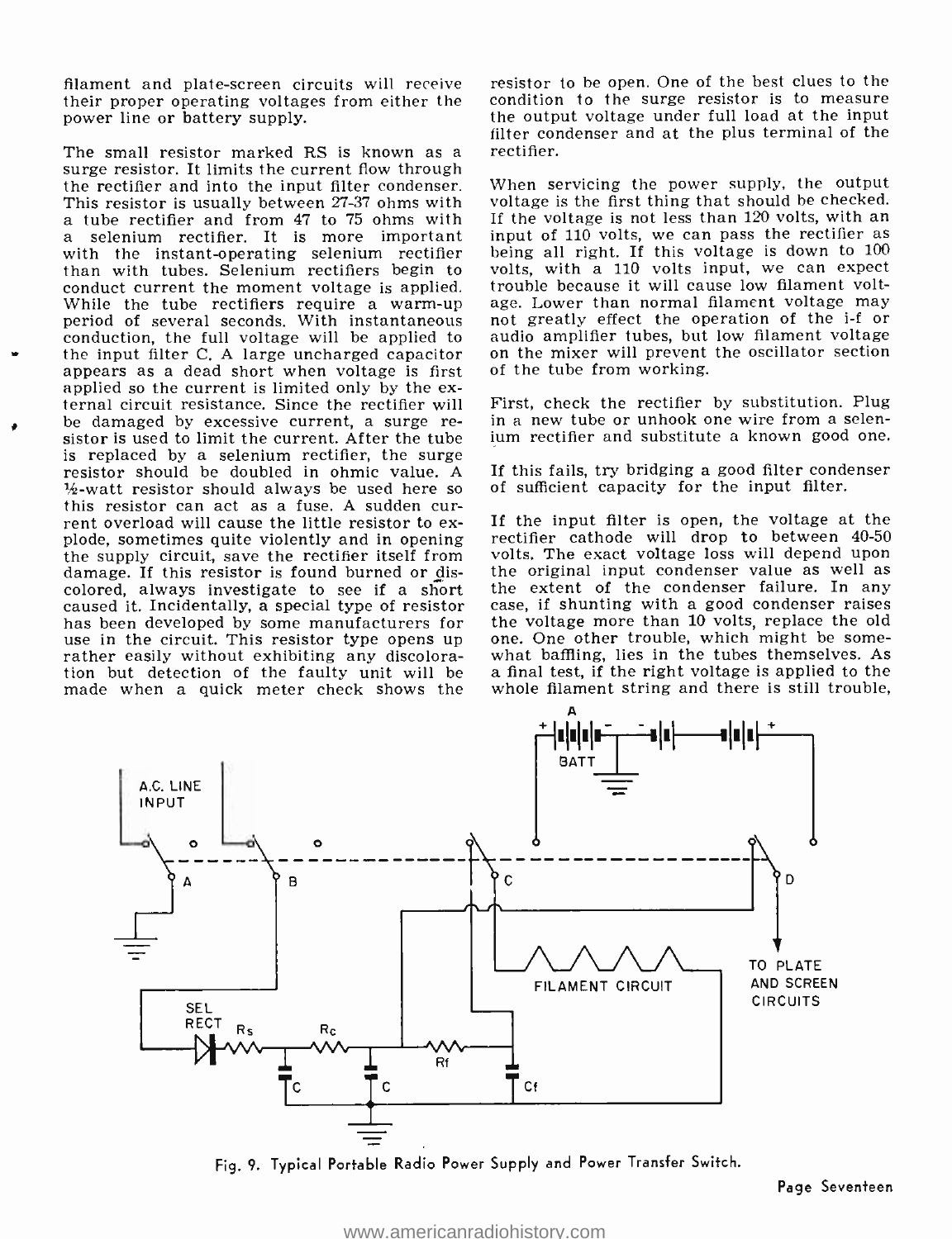filament and plate-screen circuits will receive their proper operating voltages from either the power line or battery supply.

The small resistor marked RS is known as a surge resistor. It limits the current flow through the rectifier and into the input filter condenser. This resistor is usually between 27-37 ohms with a tube rectifier and from 47 to 75 ohms with a selenium rectifier. It is more important with the instant-operating selenium rectifier than with tubes. Selenium rectifiers begin to conduct current the moment voltage is applied. While the tube rectifiers require a warm-up period of several seconds. With instantaneous conduction, the full voltage will be applied to the input filter C. A large uncharged capacitor appears as a dead short when voltage is first applied so the current is limited only by the external circuit resistance. Since the rectifier will be damaged by excessive current, a surge resistor is used to limit the current. After the tube is replaced by a selenium rectifier, the surge resistor should be doubled in ohmic value. A ½-watt resistor should always be used here so this resistor can act as a fuse. A sudden current overload will cause the little resistor to explode, sometimes quite violently and in opening the supply circuit, save the rectifier itself from damage. If this resistor is found burned or discolored, always investigate to see if a short caused it. Incidentally, a special type of resistor has been developed by some manufacturers for use in the circuit. This resistor type opens up rather easily without exhibiting any discoloration but detection of the faulty unit will be made when a quick meter check shows the resistor to be open. One of the best clues to the condition to the surge resistor is to measure the output voltage under full load at the input filter condenser and at the plus terminal of the rectifier.

When servicing the power supply, the output voltage is the first thing that should be checked. If the voltage is not less than 120 volts, with an input of 110 volts, we can pass the rectifier as being all right. If this voltage is down to 100 volts, with a 110 volts input, we can expect trouble because it will cause low filament voltage. Lower than normal filament voltage may not greatly effect the operation of the i-f or audio amplifier tubes, but low filament voltage on the mixer will prevent the oscillator section of the tube from working.

First, check the rectifier by substitution. Plug in a new tube or unhook one wire from a selenium rectifier and substitute a known good one.

If this fails, try bridging a good filter condenser of sufficient capacity for the input filter.

If the input filter is open, the voltage at the rectifier cathode will drop to between 40-50 volts. The exact voltage loss will depend upon the original input condenser value as well as the extent of the condenser failure. In any case, if shunting with a good condenser raises the voltage more than 10 volts, replace the old one. One other trouble, which might be somewhat baffling, lies in the tubes themselves. As a final test, if the right voltage is applied to the whole filament string and there is still trouble,

Fig. 9. Typical Portable Radio Power Supply and Power Transfer Switch.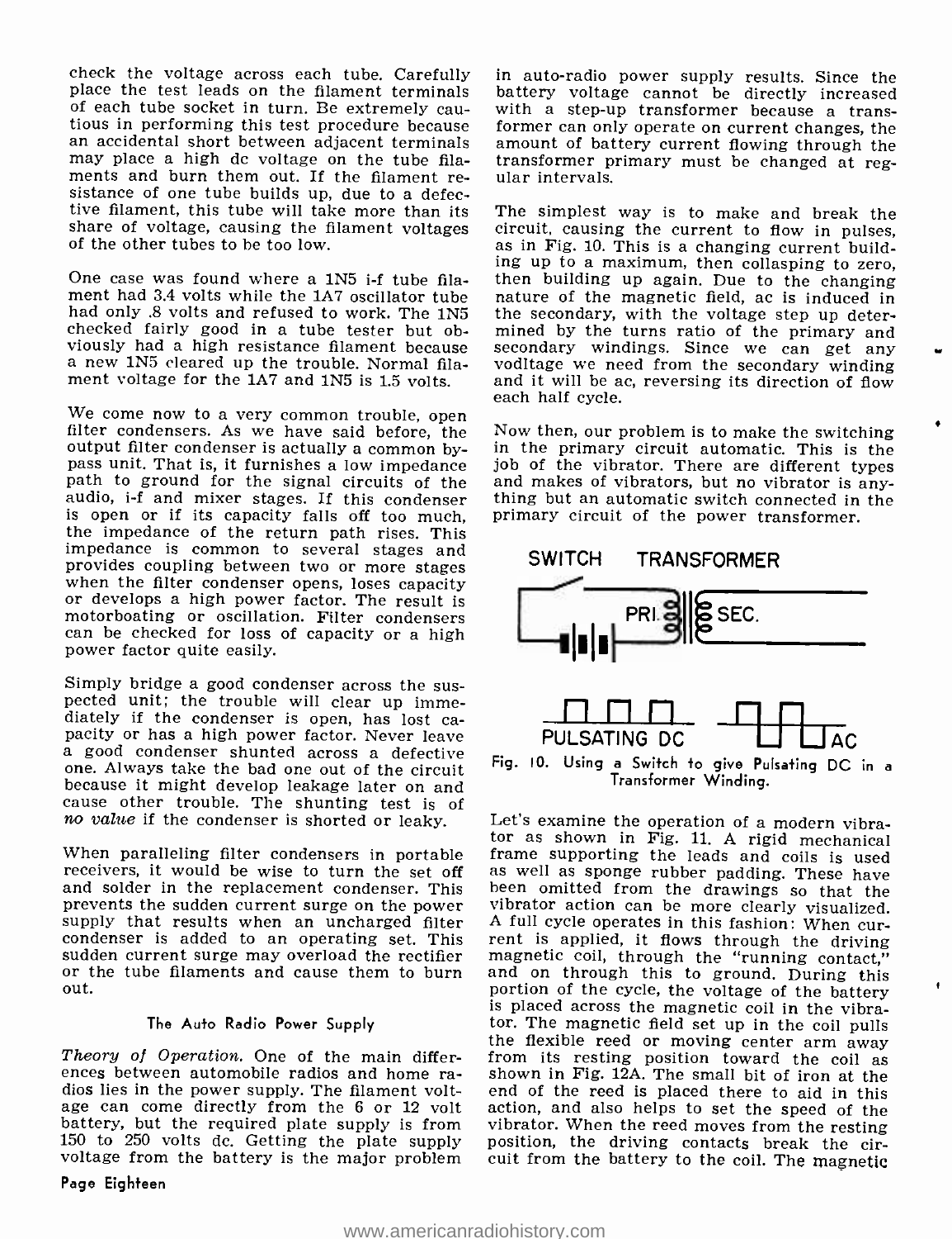check the voltage across each tube. Carefully place the test leads on the filament terminals of each tube socket in turn. Be extremely cautious in performing this test procedure because an accidental short between adjacent terminals may place a high dc voltage on the tube filaments and burn them out. If the filament resistance of one tube builds up, due to a defective filament, this tube will take more than its share of voltage, causing the filament voltages of the other tubes to be too low.

One case was found where a 1N5 i-f tube filament had 3.4 volts while the 1A7 oscillator tube had only .8 volts and refused to work. The 1N5 checked fairly good in a tube tester but obviously had a high resistance filament because a new 1N5 cleared up the trouble. Normal filament voltage for the 1A7 and 1N5 is 1.5 volts.

We come now to a very common trouble, open filter condensers. As we have said before, the output filter condenser is actually a common bypass unit. That is, it furnishes a low impedance path to ground for the signal circuits of the audio, i-f and mixer stages. If this condenser is open or if its capacity falls off too much, the impedance of the return path rises. This impedance is common to several stages and provides coupling between two or more stages when the filter condenser opens, loses capacity or develops a high power factor. The result is motorboating or oscillation. Filter condensers can be checked for loss of capacity or a high power factor quite easily.

Simply bridge a good condenser across the suspected unit; the trouble will clear up immediately if the condenser is open, has lost capacity or has a high power factor. Never leave a good condenser shunted across a defective one. Always take the bad one out of the circuit because it might develop leakage later on and cause other trouble. The shunting test is of *no value* if the condenser is shorted or leaky.

When paralleling filter condensers in portable receivers, it would be wise to turn the set off and solder in the replacement condenser. This prevents the sudden current surge on the power supply that results when an uncharged filter condenser is added to an operating set. This sudden current surge may overload the rectifier or the tube filaments and cause them to burn out.

## The Auto Radio Power Supply

*Theory of Operation.* One of the main differences between automobile radios and home radios lies in the power supply. The filament voltage can come directly from the 6 or 12 volt battery, but the required plate supply is from 150 to 250 volts dc. Getting the plate supply voltage from the battery is the major problem in auto-radio power supply results. Since the battery voltage cannot be directly increased with a step-up transformer because a transformer can only operate on current changes, the amount of battery current flowing through the transformer primary must be changed at regular intervals.

The simplest way is to make and break the circuit, causing the current to flow in pulses, as in Fig. 10. This is a changing current building up to a maximum, then collasping to zero, then building up again. Due to the changing nature of the magnetic field, ac is induced in the secondary, with the voltage step up determined by the turns ratio of the primary and secondary windings. Since we can get any vodltage we need from the secondary winding and it will be ac, reversing its direction of flow each half cycle.

Now then, our problem is to make the switching in the primary circuit automatic. This is the job of the vibrator. There are different types and makes of vibrators, but no vibrator is anything but an automatic switch connected in the primary circuit of the power transformer.

SWITCH TRANSFORMER

PRI. SEC.

PULSATING DC AC

Fig. 10. Using a Switch to give Pulsating DC in a Transformer Winding.

Let's examine the operation of a modern vibrator as shown in Fig. 11. A rigid mechanical frame supporting the leads and coils is used as well as sponge rubber padding. These have been omitted from the drawings so that the vibrator action can be more clearly visualized. A full cycle operates in this fashion: When current is applied, it flows through the driving magnetic coil, through the "running contact," and on through this to ground. During this portion of the cycle, the voltage of the battery is placed across the magnetic coil in the vibrator. The magnetic field set up in the coil pulls the flexible reed or moving center arm away from its resting position toward the coil as shown in Fig. 12A. The small bit of iron at the end of the reed is placed there to aid in this action, and also helps to set the speed of the vibrator. When the reed moves from the resting position, the driving contacts break the circuit from the battery to the coil. The magnetic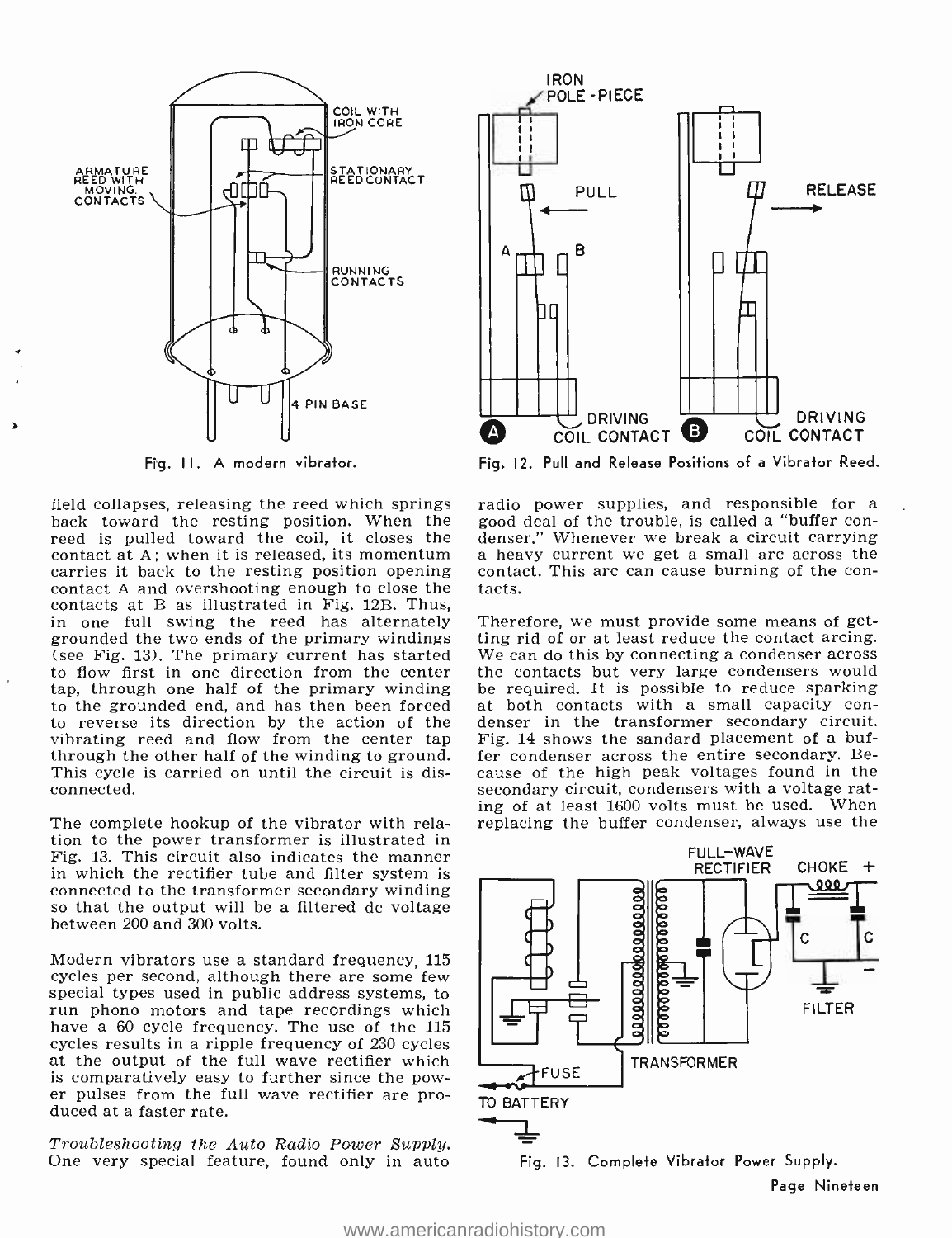Fig. 11. A modern vibrator.

Fig. 12. Pull and Release Positions of a Vibrator Reed.

field collapses, releasing the reed which springs back toward the resting position. When the reed is pulled toward the coil, it closes the contact at A; when it is released, its momentum carries it back to the resting position opening contact A and overshooting enough to close the contacts at B as illustrated in Fig. 12B. Thus, in one full swing the reed has alternately grounded the two ends of the primary windings (see Fig. 13). The primary current has started to flow first in one direction from the center tap, through one half of the primary winding to the grounded end, and has then been forced to reverse its direction by the action of the vibrating reed and flow from the center tap through the other half of the winding to ground. This cycle is carried on until the circuit is disconnected.

The complete hookup of the vibrator with relation to the power transformer is illustrated in Fig. 13. This circuit also indicates the manner in which the rectifier tube and filter system is connected to the transformer secondary winding so that the output will be a filtered dc voltage between 200 and 300 volts.

Modern vibrators use a standard frequency, 115 cycles per second, although there are some few special types used in public address systems, to run phono motors and tape recordings which have a 60 cycle frequency. The use of the 115 cycles results in a ripple frequency of 230 cycles at the output of the full wave rectifier which is comparatively easy to further since the power pulses from the full wave rectifier are produced at a faster rate.

*Troubleshooting the Auto Radio Power Supply.* One very special feature, found only in auto radio power supplies, and responsible for a good deal of the trouble, is called a "buffer condenser." Whenever we break a circuit carrying a heavy current we get a small arc across the contact. This arc can cause burning of the contacts.

Therefore, we must provide some means of getting rid of or at least reduce the contact arcing. We can do this by connecting a condenser across the contacts but very large condensers would be required. It is possible to reduce sparking at both contacts with a small capacity condenser in the transformer secondary circuit. Fig. 14 shows the sandard placement of a buffer condenser across the entire secondary. Because of the high peak voltages found in the secondary circuit, condensers with a voltage rating of at least 1600 volts must be used. When replacing the buffer condenser, always use the

Fig. 13. Complete Vibrator Power Supply.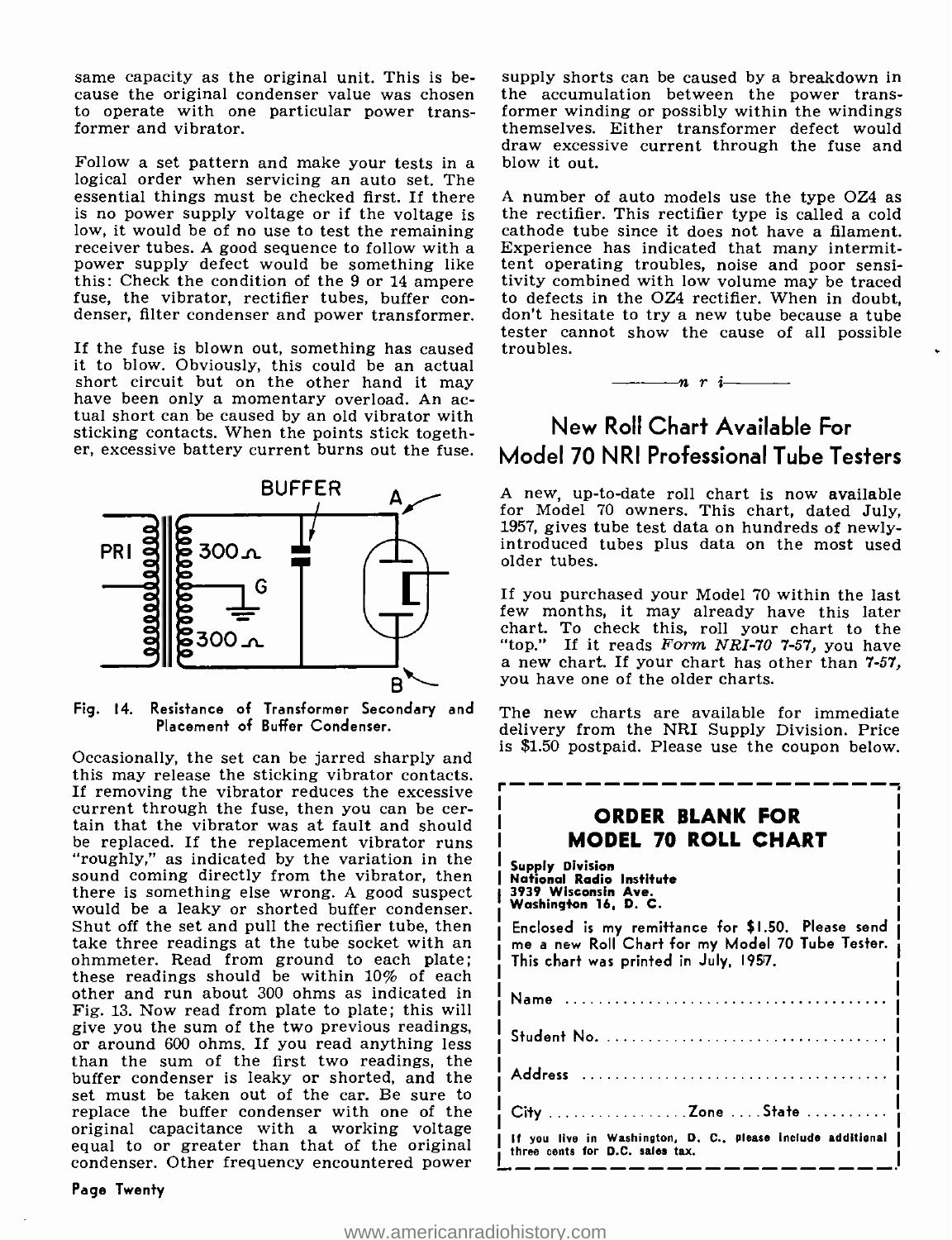same capacity as the original unit. This is because the original condenser value was chosen to operate with one particular power transformer and vibrator.

Follow a set pattern and make your tests in a logical order when servicing an auto set. The essential things must be checked first. If there is no power supply voltage or if the voltage is low, it would be of no use to test the remaining receiver tubes. A good sequence to follow with a power supply defect would be something like this: Check the condition of the 9 or 14 ampere fuse, the vibrator, rectifier tubes, buffer condenser, filter condenser and power transformer.

If the fuse is blown out, something has caused it to blow. Obviously, this could be an actual short circuit but on the other hand it may have been only a momentary overload. An actual short can be caused by an old vibrator with sticking contacts. When the points stick together, excessive battery current burns out the fuse.

Fig. 14. Resistance of Transformer Secondary and Placement of Buffer Condenser.

Occasionally, the set can be jarred sharply and this may release the sticking vibrator contacts. If removing the vibrator reduces the excessive current through the fuse, then you can be certain that the vibrator was at fault and should be replaced. If the replacement vibrator runs "roughly," as indicated by the variation in the sound coming directly from the vibrator, then there is something else wrong. A good suspect would be a leaky or shorted buffer condenser. Shut off the set and pull the rectifier tube, then take three readings at the tube socket with an ohmmeter. Read from ground to each plate; these readings should be within 10% of each other and run about 300 ohms as indicated in Fig. 13. Now read from plate to plate; this will give you the sum of the two previous readings, or around 600 ohms. If you read anything less than the sum of the first two readings, the buffer condenser is leaky or shorted, and the set must be taken out of the car. Be sure to replace the buffer condenser with one of the original capacitance with a working voltage equal to or greater than that of the original condenser. Other frequency encountered power supply shorts can be caused by a breakdown in the accumulation between the power transformer winding or possibly within the windings themselves. Either transformer defect would draw excessive current through the fuse and blow it out.

A number of auto models use the type OZ4 as the rectifier. This rectifier type is called a cold cathode tube since it does not have a filament. Experience has indicated that many intermittent operating troubles, noise and poor sensitivity combined with low volume may be traced to defects in the OZ4 rectifier. When in doubt, don't hesitate to try a new tube because a tube tester cannot show the cause of all possible troubles.

———*n r i*———

## New Roll Chart Available For Model 70 NRI Professional Tube Testers

A new, up-to-date roll chart is now available for Model 70 owners. This chart, dated July, 1957, gives tube test data on hundreds of newly-introduced tubes plus data on the most used older tubes.

If you purchased your Model 70 within the last few months, it may already have this later chart. To check this, roll your chart to the "top." If it reads *Form NRI-70 7-57,* you have a new chart. If your chart has other than 7-57, you have one of the older charts.

The new charts are available for immediate delivery from the NRI Supply Division. Price is $1.50 postpaid. Please use the coupon below.

### ORDER BLANK FOR MODEL 70 ROLL CHART

**Supply Division**
**National Radio Institute**
**3939 Wisconsin Ave.**
**Washington 16, D. C.**

Enclosed is my remittance for $1.50. Please send me a new Roll Chart for my Model 70 Tube Tester. This chart was printed in July, 1957.

Name ....................................

Student No. ................................

Address ..................................

City ................. Zone .... State ..........

If you live in Washington, D. C., please include additional three cents for D.C. sales tax.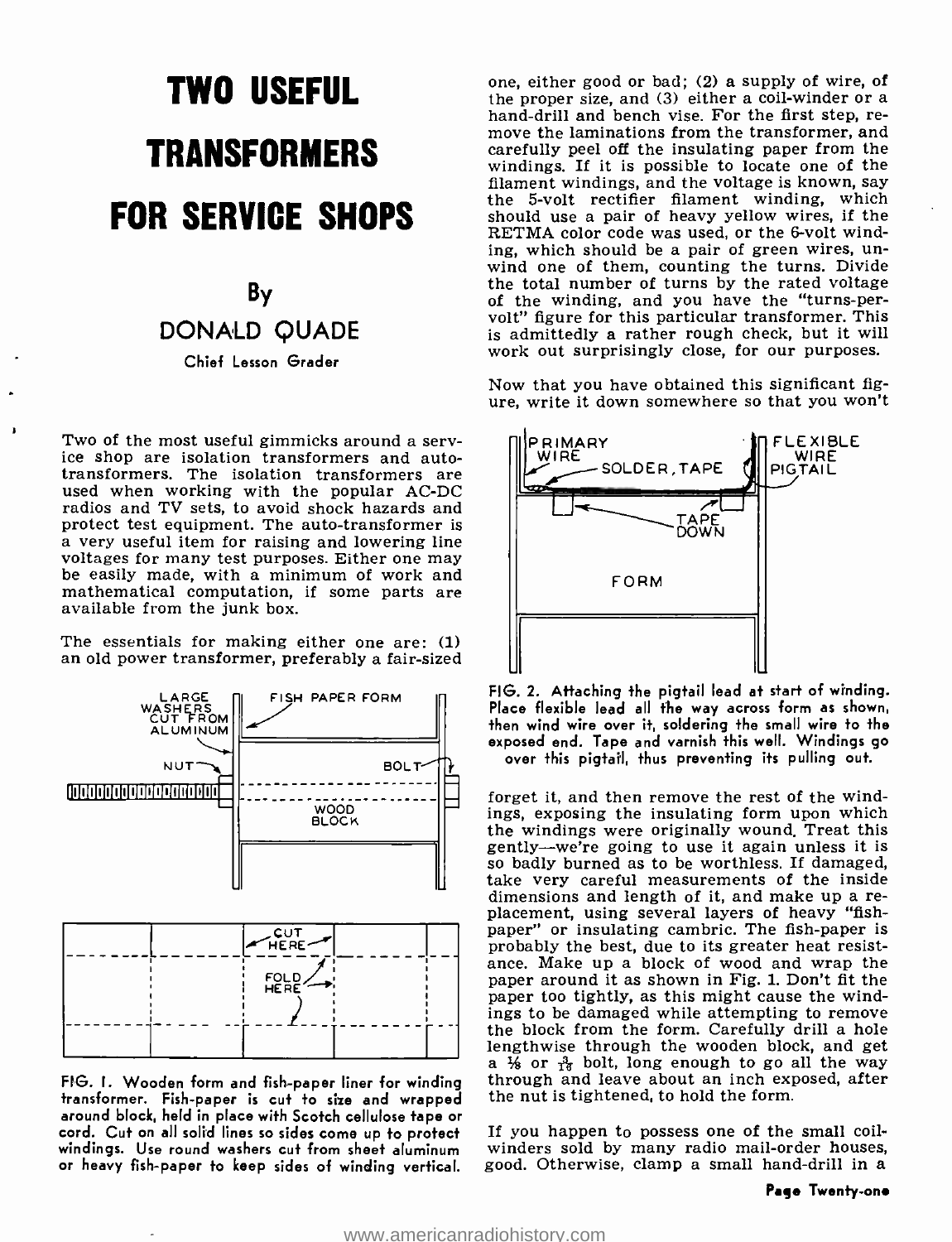# TWO USEFUL TRANSFORMERS FOR SERVICE SHOPS

By

DONALD QUADE

Chief Lesson Grader

Two of the most useful gimmicks around a service shop are isolation transformers and auto-transformers. The isolation transformers are used when working with the popular AC-DC radios and TV sets, to avoid shock hazards and protect test equipment. The auto-transformer is a very useful item for raising and lowering line voltages for many test purposes. Either one may be easily made, with a minimum of work and mathematical computation, if some parts are available from the junk box.

The essentials for making either one are: (1) an old power transformer, preferably a fair-sized one, either good or bad; (2) a supply of wire, of the proper size, and (3) either a coil-winder or a hand-drill and bench vise. For the first step, remove the laminations from the transformer, and carefully peel off the insulating paper from the windings. If it is possible to locate one of the filament windings, and the voltage is known, say the 5-volt rectifier filament winding, which should use a pair of heavy yellow wires, if the RETMA color code was used, or the 6-volt winding, which should be a pair of green wires, unwind one of them, counting the turns. Divide the total number of turns by the rated voltage of the winding, and you have the "turns-per-volt" figure for this particular transformer. This is admittedly a rather rough check, but it will work out surprisingly close, for our purposes.

Now that you have obtained this significant figure, write it down somewhere so that you won't forget it, and then remove the rest of the windings, exposing the insulating form upon which the windings were originally wound. Treat this gently—we're going to use it again unless it is so badly burned as to be worthless. If damaged, take very careful measurements of the inside dimensions and length of it, and make up a replacement, using several layers of heavy "fish-paper" or insulating cambric. The fish-paper is probably the best, due to its greater heat resistance. Make up a block of wood and wrap the paper around it as shown in Fig. 1. Don't fit the paper too tightly, as this might cause the windings to be damaged while attempting to remove the block from the form. Carefully drill a hole lengthwise through the wooden block, and get a ⅛ or $\frac{3}{16}$ bolt, long enough to go all the way through and leave about an inch exposed, after the nut is tightened, to hold the form.

FIG. 1. Wooden form and fish-paper liner for winding transformer. Fish-paper is cut to size and wrapped around block, held in place with Scotch cellulose tape or cord. Cut on all solid lines so sides come up to protect windings. Use round washers cut from sheet aluminum or heavy fish-paper to keep sides of winding vertical.

FIG. 2. Attaching the pigtail lead at start of winding. Place flexible lead all the way across form as shown, then wind wire over it, soldering the small wire to the exposed end. Tape and varnish this well. Windings go over this pigtail, thus preventing its pulling out.

If you happen to possess one of the small coil-winders sold by many radio mail-order houses, good. Otherwise, clamp a small hand-drill in a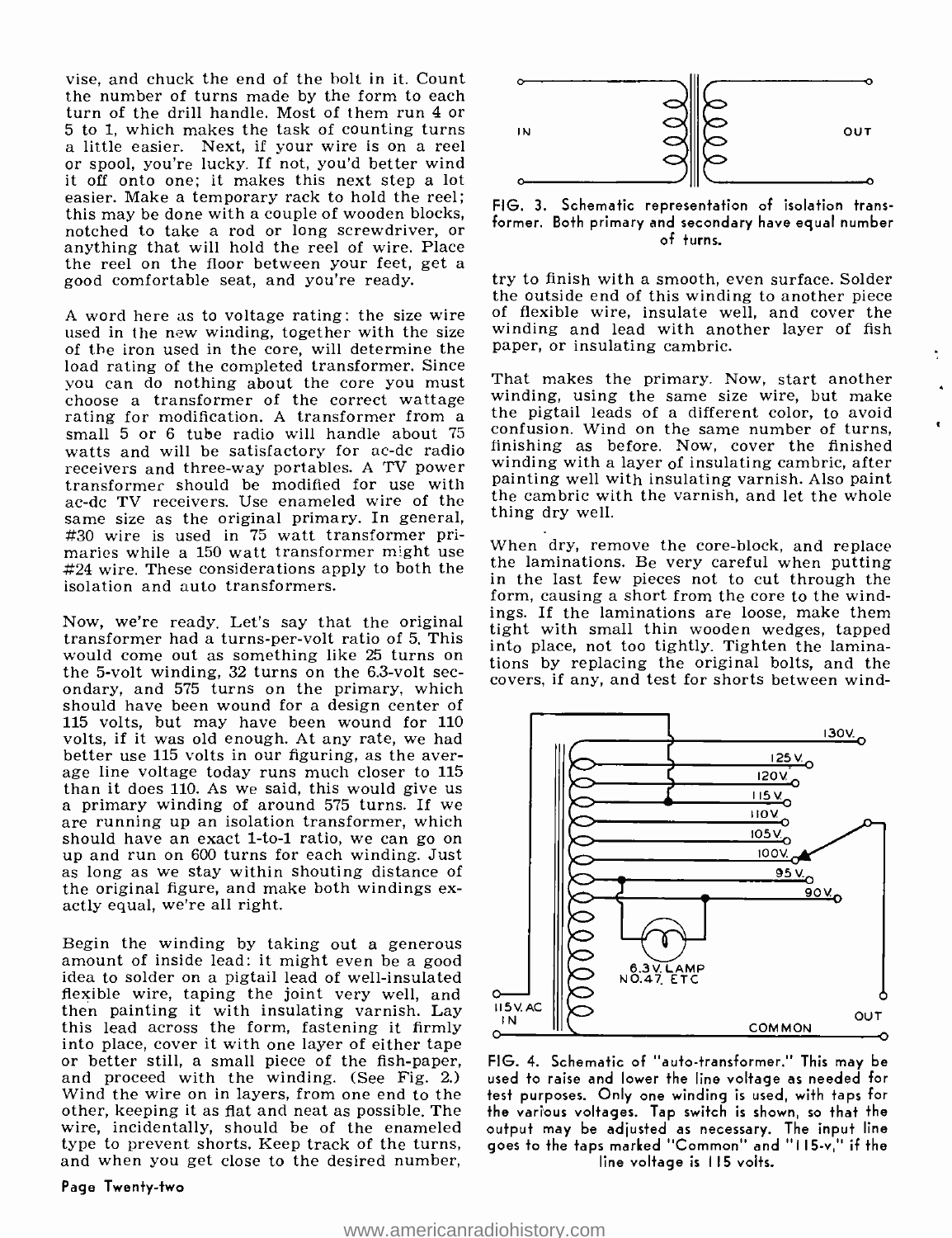vise, and chuck the end of the bolt in it. Count the number of turns made by the form to each turn of the drill handle. Most of them run 4 or 5 to 1, which makes the task of counting turns a little easier. Next, if your wire is on a reel or spool, you're lucky. If not, you'd better wind it off onto one; it makes this next step a lot easier. Make a temporary rack to hold the reel; this may be done with a couple of wooden blocks, notched to take a rod or long screwdriver, or anything that will hold the reel of wire. Place the reel on the floor between your feet, get a good comfortable seat, and you're ready.

A word here as to voltage rating: the size wire used in the new winding, together with the size of the iron used in the core, will determine the load rating of the completed transformer. Since you can do nothing about the core you must choose a transformer of the correct wattage rating for modification. A transformer from a small 5 or 6 tube radio will handle about 75 watts and will be satisfactory for ac-dc radio receivers and three-way portables. A TV power transformer should be modified for use with ac-dc TV receivers. Use enameled wire of the same size as the original primary. In general, #30 wire is used in 75 watt transformer primaries while a 150 watt transformer might use #24 wire. These considerations apply to both the isolation and auto transformers.

Now, we're ready. Let's say that the original transformer had a turns-per-volt ratio of 5. This would come out as something like 25 turns on the 5-volt winding, 32 turns on the 6.3-volt secondary, and 575 turns on the primary, which should have been wound for a design center of 115 volts, but may have been wound for 110 volts, if it was old enough. At any rate, we had better use 115 volts in our figuring, as the average line voltage today runs much closer to 115 than it does 110. As we said, this would give us a primary winding of around 575 turns. If we are running up an isolation transformer, which should have an exact 1-to-1 ratio, we can go on up and run on 600 turns for each winding. Just as long as we stay within shouting distance of the original figure, and make both windings exactly equal, we're all right.

Begin the winding by taking out a generous amount of inside lead: it might even be a good idea to solder on a pigtail lead of well-insulated flexible wire, taping the joint very well, and then painting it with insulating varnish. Lay this lead across the form, fastening it firmly into place, cover it with one layer of either tape or better still, a small piece of the fish-paper, and proceed with the winding. (See Fig. 2.) Wind the wire on in layers, from one end to the other, keeping it as flat and neat as possible. The wire, incidentally, should be of the enameled type to prevent shorts. Keep track of the turns, and when you get close to the desired number, try to finish with a smooth, even surface. Solder the outside end of this winding to another piece of flexible wire, insulate well, and cover the winding and lead with another layer of fish paper, or insulating cambric.

That makes the primary. Now, start another winding, using the same size wire, but make the pigtail leads of a different color, to avoid confusion. Wind on the same number of turns, finishing as before. Now, cover the finished winding with a layer of insulating cambric, after painting well with insulating varnish. Also paint the cambric with the varnish, and let the whole thing dry well.

When dry, remove the core-block, and replace the laminations. Be very careful when putting in the last few pieces not to cut through the form, causing a short from the core to the windings. If the laminations are loose, make them tight with small thin wooden wedges, tapped into place, not too tightly. Tighten the laminations by replacing the original bolts, and the covers, if any, and test for shorts between wind-

IN OUT

FIG. 3. Schematic representation of isolation transformer. Both primary and secondary have equal number of turns.

130V. 125V. 120V. 115V. 110V. 105V. 100V. 95V. 90V. 6.3V. LAMP NO.47. ETC 115V. AC IN COMMON OUT

FIG. 4. Schematic of "auto-transformer." This may be used to raise and lower the line voltage as needed for test purposes. Only one winding is used, with taps for the various voltages. Tap switch is shown, so that the output may be adjusted as necessary. The input line goes to the taps marked "Common" and "115-v," if the line voltage is 115 volts.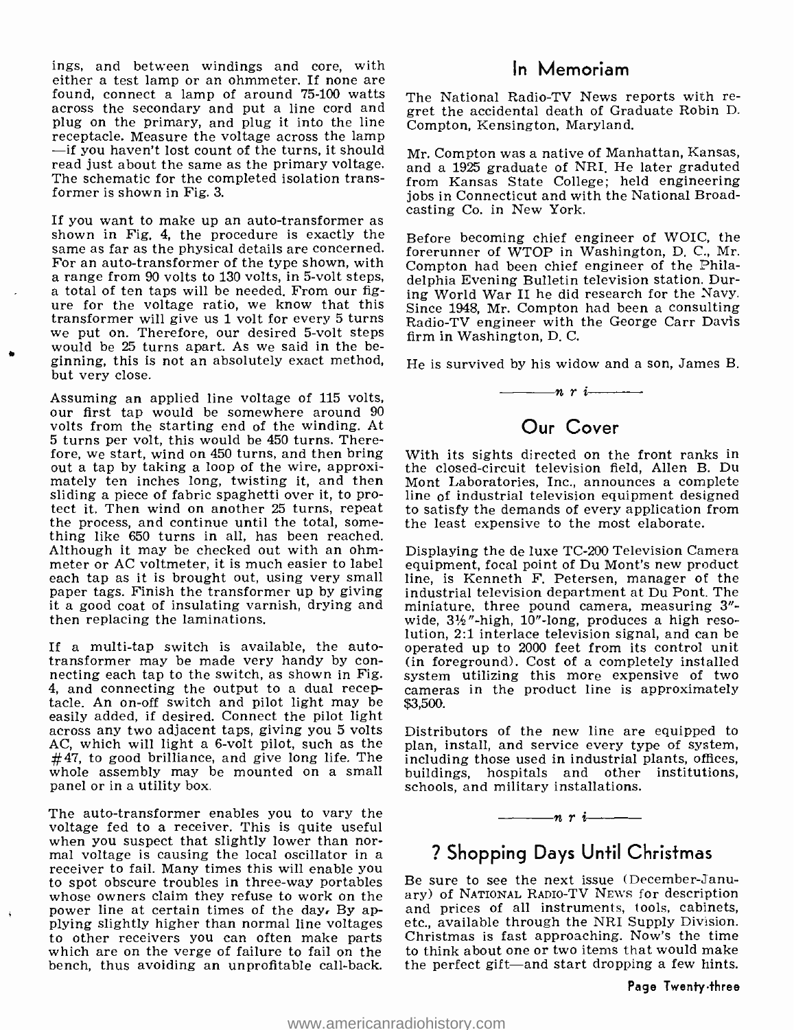ings, and between windings and core, with either a test lamp or an ohmmeter. If none are found, connect a lamp of around 75-100 watts across the secondary and put a line cord and plug on the primary, and plug it into the line receptacle. Measure the voltage across the lamp —if you haven't lost count of the turns, it should read just about the same as the primary voltage. The schematic for the completed isolation transformer is shown in Fig. 3.

If you want to make up an auto-transformer as shown in Fig. 4, the procedure is exactly the same as far as the physical details are concerned. For an auto-transformer of the type shown, with a range from 90 volts to 130 volts, in 5-volt steps, a total of ten taps will be needed. From our figure for the voltage ratio, we know that this transformer will give us 1 volt for every 5 turns we put on. Therefore, our desired 5-volt steps would be 25 turns apart. As we said in the beginning, this is not an absolutely exact method, but very close.

Assuming an applied line voltage of 115 volts, our first tap would be somewhere around 90 volts from the starting end of the winding. At 5 turns per volt, this would be 450 turns. Therefore, we start, wind on 450 turns, and then bring out a tap by taking a loop of the wire, approximately ten inches long, twisting it, and then sliding a piece of fabric spaghetti over it, to protect it. Then wind on another 25 turns, repeat the process, and continue until the total, something like 650 turns in all, has been reached. Although it may be checked out with an ohmmeter or AC voltmeter, it is much easier to label each tap as it is brought out, using very small paper tags. Finish the transformer up by giving it a good coat of insulating varnish, drying and then replacing the laminations.

If a multi-tap switch is available, the auto-transformer may be made very handy by connecting each tap to the switch, as shown in Fig. 4, and connecting the output to a dual receptacle. An on-off switch and pilot light may be easily added, if desired. Connect the pilot light across any two adjacent taps, giving you 5 volts AC, which will light a 6-volt pilot, such as the #47, to good brilliance, and give long life. The whole assembly may be mounted on a small panel or in a utility box.

The auto-transformer enables you to vary the voltage fed to a receiver. This is quite useful when you suspect that slightly lower than normal voltage is causing the local oscillator in a receiver to fail. Many times this will enable you to spot obscure troubles in three-way portables whose owners claim they refuse to work on the power line at certain times of the day. By applying slightly higher than normal line voltages to other receivers you can often make parts which are on the verge of failure to fail on the bench, thus avoiding an unprofitable call-back.

## In Memoriam

The National Radio-TV News reports with regret the accidental death of Graduate Robin D. Compton, Kensington, Maryland.

Mr. Compton was a native of Manhattan, Kansas, and a 1925 graduate of NRI. He later graduted from Kansas State College; held engineering jobs in Connecticut and with the National Broadcasting Co. in New York.

Before becoming chief engineer of WOIC, the forerunner of WTOP in Washington, D. C., Mr. Compton had been chief engineer of the Philadelphia Evening Bulletin television station. During World War II he did research for the Navy. Since 1948, Mr. Compton had been a consulting Radio-TV engineer with the George Carr Davis firm in Washington, D. C.

He is survived by his widow and a son, James B.

*n r i*

## Our Cover

With its sights directed on the front ranks in the closed-circuit television field, Allen B. Du Mont Laboratories, Inc., announces a complete line of industrial television equipment designed to satisfy the demands of every application from the least expensive to the most elaborate.

Displaying the de luxe TC-200 Television Camera equipment, focal point of Du Mont's new product line, is Kenneth F. Petersen, manager of the industrial television department at Du Pont. The miniature, three pound camera, measuring 3"-wide, 3½"-high, 10"-long, produces a high resolution, 2:1 interlace television signal, and can be operated up to 2000 feet from its control unit (in foreground). Cost of a completely installed system utilizing this more expensive of two cameras in the product line is approximately $3,500.

Distributors of the new line are equipped to plan, install, and service every type of system, including those used in industrial plants, offices, buildings, hospitals and other institutions, schools, and military installations.

*n r i*

## ? Shopping Days Until Christmas

Be sure to see the next issue (December-January) of NATIONAL RADIO-TV NEWS for description and prices of all instruments, tools, cabinets, etc., available through the NRI Supply Division. Christmas is fast approaching. Now's the time to think about one or two items that would make the perfect gift—and start dropping a few hints.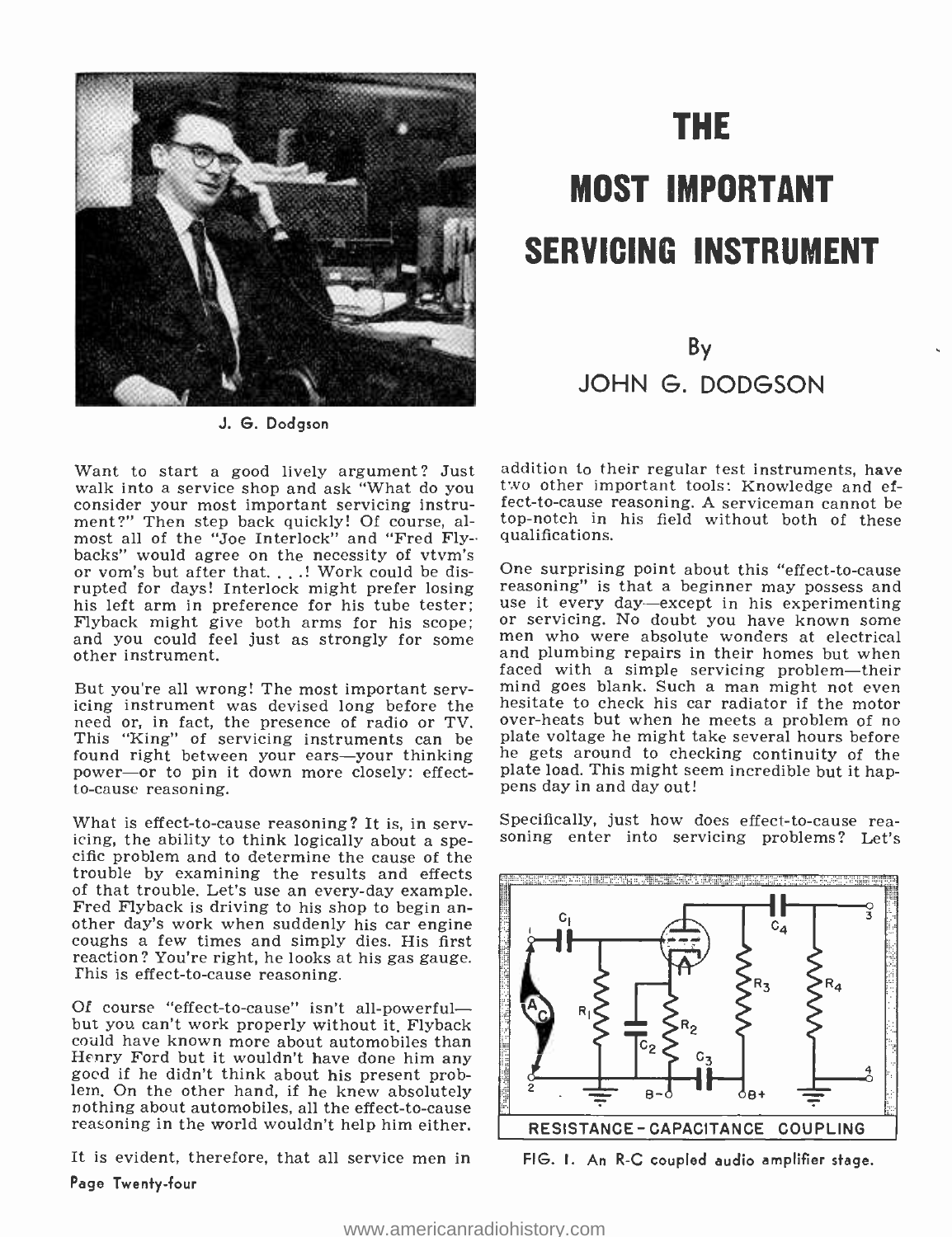# THE MOST IMPORTANT SERVICING INSTRUMENT

By

JOHN G. DODGSON

J. G. Dodgson

Want to start a good lively argument? Just walk into a service shop and ask "What do you consider your most important servicing instrument?" Then step back quickly! Of course, almost all of the "Joe Interlock" and "Fred Flybacks" would agree on the necessity of vtvm's or vom's but after that. . . .! Work could be disrupted for days! Interlock might prefer losing his left arm in preference for his tube tester; Flyback might give both arms for his scope; and you could feel just as strongly for some other instrument.

But you're all wrong! The most important servicing instrument was devised long before the need or, in fact, the presence of radio or TV. This "King" of servicing instruments can be found right between your ears—your thinking power—or to pin it down more closely: effect-to-cause reasoning.

What is effect-to-cause reasoning? It is, in servicing, the ability to think logically about a specific problem and to determine the cause of the trouble by examining the results and effects of that trouble. Let's use an every-day example. Fred Flyback is driving to his shop to begin another day's work when suddenly his car engine coughs a few times and simply dies. His first reaction? You're right, he looks at his gas gauge. This is effect-to-cause reasoning.

Of course "effect-to-cause" isn't all-powerful—but you can't work properly without it. Flyback could have known more about automobiles than Henry Ford but it wouldn't have done him any good if he didn't think about his present problem. On the other hand, if he knew absolutely nothing about automobiles, all the effect-to-cause reasoning in the world wouldn't help him either.

It is evident, therefore, that all service men in addition to their regular test instruments, have two other important tools: Knowledge and effect-to-cause reasoning. A serviceman cannot be top-notch in his field without both of these qualifications.

One surprising point about this "effect-to-cause reasoning" is that a beginner may possess and use it every day—except in his experimenting or servicing. No doubt you have known some men who were absolute wonders at electrical and plumbing repairs in their homes but when faced with a simple servicing problem—their mind goes blank. Such a man might not even hesitate to check his car radiator if the motor over-heats but when he meets a problem of no plate voltage he might take several hours before he gets around to checking continuity of the plate load. This might seem incredible but it happens day in and day out!

Specifically, just how does effect-to-cause reasoning enter into servicing problems? Let's

RESISTANCE-CAPACITANCE COUPLING

FIG. 1. An R-C coupled audio amplifier stage.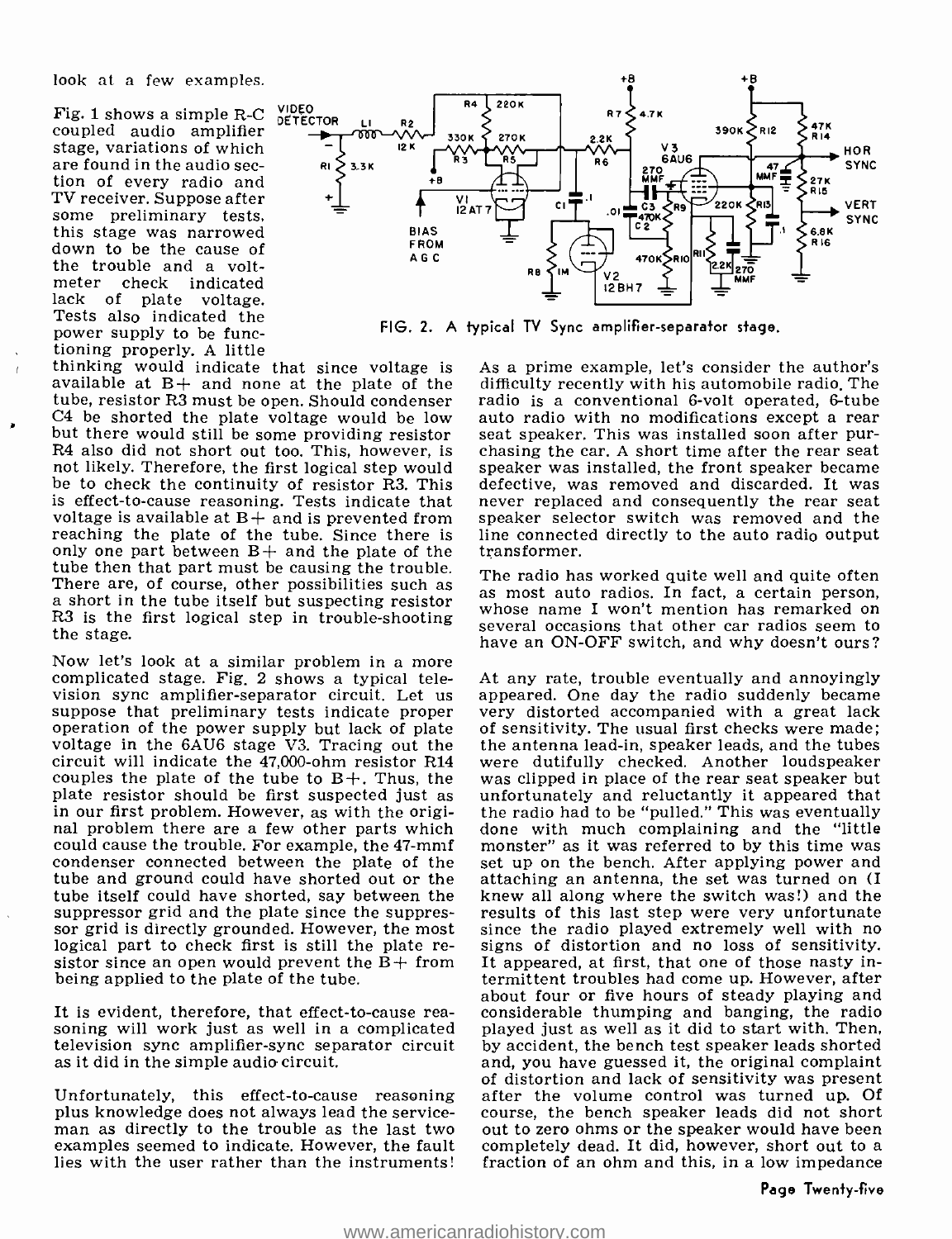look at a few examples.

Fig. 1 shows a simple R-C coupled audio amplifier stage, variations of which are found in the audio section of every radio and TV receiver. Suppose after some preliminary tests, this stage was narrowed down to be the cause of the trouble and a voltmeter check indicated lack of plate voltage. Tests also indicated the power supply to be functioning properly. A little thinking would indicate that since voltage is available at B+ and none at the plate of the tube, resistor R3 must be open. Should condenser C4 be shorted the plate voltage would be low but there would still be some providing resistor R4 also did not short out too. This, however, is not likely. Therefore, the first logical step would be to check the continuity of resistor R3. This is effect-to-cause reasoning. Tests indicate that voltage is available at B+ and is prevented from reaching the plate of the tube. Since there is only one part between B+ and the plate of the tube then that part must be causing the trouble. There are, of course, other possibilities such as a short in the tube itself but suspecting resistor R3 is the first logical step in trouble-shooting the stage.

FIG. 2. A typical TV Sync amplifier-separator stage.

Now let's look at a similar problem in a more complicated stage. Fig. 2 shows a typical television sync amplifier-separator circuit. Let us suppose that preliminary tests indicate proper operation of the power supply but lack of plate voltage in the 6AU6 stage V3. Tracing out the circuit will indicate the 47,000-ohm resistor R14 couples the plate of the tube to B+. Thus, the plate resistor should be first suspected just as in our first problem. However, as with the original problem there are a few other parts which could cause the trouble. For example, the 47-mmf condenser connected between the plate of the tube and ground could have shorted out or the tube itself could have shorted, say between the suppressor grid and the plate since the suppressor grid is directly grounded. However, the most logical part to check first is still the plate resistor since an open would prevent the B+ from being applied to the plate of the tube.

It is evident, therefore, that effect-to-cause reasoning will work just as well in a complicated television sync amplifier-sync separator circuit as it did in the simple audio circuit.

Unfortunately, this effect-to-cause reasoning plus knowledge does not always lead the serviceman as directly to the trouble as the last two examples seemed to indicate. However, the fault lies with the user rather than the instruments! As a prime example, let's consider the author's difficulty recently with his automobile radio. The radio is a conventional 6-volt operated, 6-tube auto radio with no modifications except a rear seat speaker. This was installed soon after purchasing the car. A short time after the rear seat speaker was installed, the front speaker became defective, was removed and discarded. It was never replaced and consequently the rear seat speaker selector switch was removed and the line connected directly to the auto radio output transformer.

The radio has worked quite well and quite often as most auto radios. In fact, a certain person, whose name I won't mention has remarked on several occasions that other car radios seem to have an ON-OFF switch, and why doesn't ours?

At any rate, trouble eventually and annoyingly appeared. One day the radio suddenly became very distorted accompanied with a great lack of sensitivity. The usual first checks were made; the antenna lead-in, speaker leads, and the tubes were dutifully checked. Another loudspeaker was clipped in place of the rear seat speaker but unfortunately and reluctantly it appeared that the radio had to be "pulled." This was eventually done with much complaining and the "little monster" as it was referred to by this time was set up on the bench. After applying power and attaching an antenna, the set was turned on (I knew all along where the switch was!) and the results of this last step were very unfortunate since the radio played extremely well with no signs of distortion and no loss of sensitivity. It appeared, at first, that one of those nasty intermittent troubles had come up. However, after about four or five hours of steady playing and considerable thumping and banging, the radio played just as well as it did to start with. Then, by accident, the bench test speaker leads shorted and, you have guessed it, the original complaint of distortion and lack of sensitivity was present after the volume control was turned up. Of course, the bench speaker leads did not short out to zero ohms or the speaker would have been completely dead. It did, however, short out to a fraction of an ohm and this, in a low impedance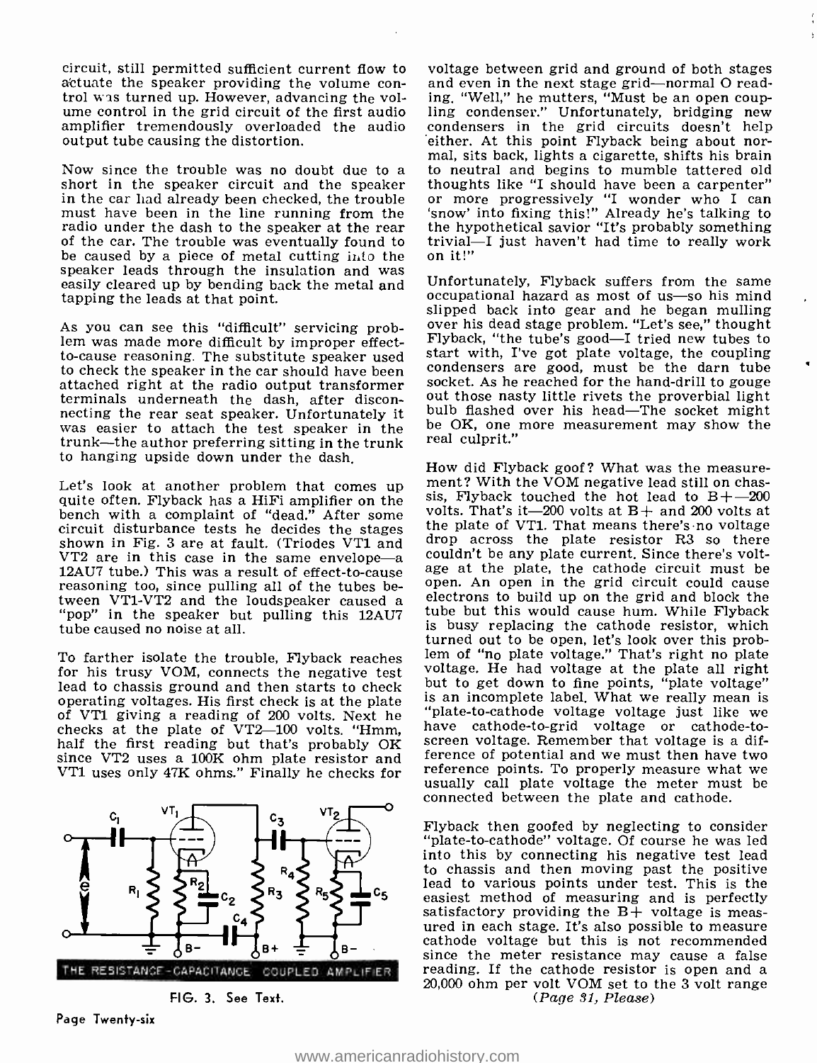circuit, still permitted sufficient current flow to actuate the speaker providing the volume control was turned up. However, advancing the volume control in the grid circuit of the first audio amplifier tremendously overloaded the audio output tube causing the distortion.

Now since the trouble was no doubt due to a short in the speaker circuit and the speaker in the car had already been checked, the trouble must have been in the line running from the radio under the dash to the speaker at the rear of the car. The trouble was eventually found to be caused by a piece of metal cutting into the speaker leads through the insulation and was easily cleared up by bending back the metal and tapping the leads at that point.

As you can see this "difficult" servicing problem was made more difficult by improper effect-to-cause reasoning. The substitute speaker used to check the speaker in the car should have been attached right at the radio output transformer terminals underneath the dash, after disconnecting the rear seat speaker. Unfortunately it was easier to attach the test speaker in the trunk—the author preferring sitting in the trunk to hanging upside down under the dash.

Let's look at another problem that comes up quite often. Flyback has a HiFi amplifier on the bench with a complaint of "dead." After some circuit disturbance tests he decides the stages shown in Fig. 3 are at fault. (Triodes VT1 and VT2 are in this case in the same envelope—a 12AU7 tube.) This was a result of effect-to-cause reasoning too, since pulling all of the tubes between VT1-VT2 and the loudspeaker caused a "pop" in the speaker but pulling this 12AU7 tube caused no noise at all.

To farther isolate the trouble, Flyback reaches for his trusy VOM, connects the negative test lead to chassis ground and then starts to check operating voltages. His first check is at the plate of VT1 giving a reading of 200 volts. Next he checks at the plate of VT2—100 volts. "Hmm, half the first reading but that's probably OK since VT2 uses a 100K ohm plate resistor and VT1 uses only 47K ohms." Finally he checks for voltage between grid and ground of both stages and even in the next stage grid—normal O reading. "Well," he mutters, "Must be an open coupling condenser." Unfortunately, bridging new condensers in the grid circuits doesn't help either. At this point Flyback being about normal, sits back, lights a cigarette, shifts his brain to neutral and begins to mumble tattered old thoughts like "I should have been a carpenter" or more progressively "I wonder who I can 'snow' into fixing this!" Already he's talking to the hypothetical savior "It's probably something trivial—I just haven't had time to really work on it!"

Unfortunately, Flyback suffers from the same occupational hazard as most of us—so his mind slipped back into gear and he began mulling over his dead stage problem. "Let's see," thought Flyback, "the tube's good—I tried new tubes to start with, I've got plate voltage, the coupling condensers are good, must be the darn tube socket. As he reached for the hand-drill to gouge out those nasty little rivets the proverbial light bulb flashed over his head—The socket might be OK, one more measurement may show the real culprit."

How did Flyback goof? What was the measurement? With the VOM negative lead still on chassis, Flyback touched the hot lead to B+—200 volts. That's it—200 volts at B+ and 200 volts at the plate of VT1. That means there's no voltage drop across the plate resistor R3 so there couldn't be any plate current. Since there's voltage at the plate, the cathode circuit must be open. An open in the grid circuit could cause electrons to build up on the grid and block the tube but this would cause hum. While Flyback is busy replacing the cathode resistor, which turned out to be open, let's look over this problem of "no plate voltage." That's right no plate voltage. He had voltage at the plate all right but to get down to fine points, "plate voltage" is an incomplete label. What we really mean is "plate-to-cathode voltage voltage just like we have cathode-to-grid voltage or cathode-to-screen voltage. Remember that voltage is a difference of potential and we must then have two reference points. To properly measure what we usually call plate voltage the meter must be connected between the plate and cathode.

THE RESISTANCE-CAPACITANCE COUPLED AMPLIFIER

FIG. 3. See Text.

Flyback then goofed by neglecting to consider "plate-to-cathode" voltage. Of course he was led into this by connecting his negative test lead to chassis and then moving past the positive lead to various points under test. This is the easiest method of measuring and is perfectly satisfactory providing the B+ voltage is measured in each stage. It's also possible to measure cathode voltage but this is not recommended since the meter resistance may cause a false reading. If the cathode resistor is open and a 20,000 ohm per volt VOM set to the 3 volt range

*(Page 31, Please)*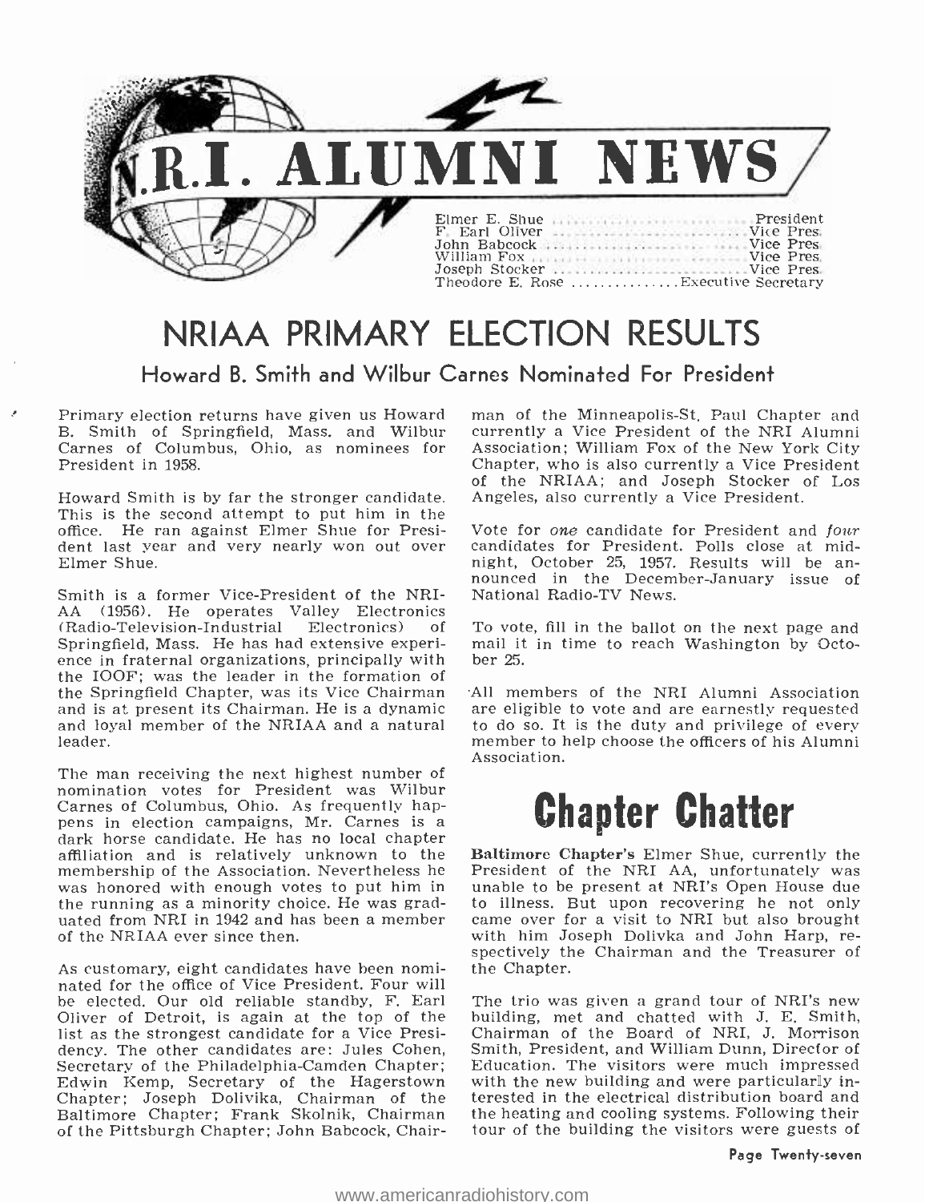# N.R.I. ALUMNI NEWS

| | |
|---|---|
| Elmer E. Shue | President |
| F. Earl Oliver | Vice Pres. |
| John Babcock | Vice Pres. |
| William Fox | Vice Pres. |
| Joseph Stocker | Vice Pres. |
| Theodore E. Rose | Executive Secretary |

## NRIAA PRIMARY ELECTION RESULTS

### Howard B. Smith and Wilbur Carnes Nominated For President

Primary election returns have given us Howard B. Smith of Springfield, Mass. and Wilbur Carnes of Columbus, Ohio, as nominees for President in 1958.

Howard Smith is by far the stronger candidate. This is the second attempt to put him in the office. He ran against Elmer Shue for President last year and very nearly won out over Elmer Shue.

Smith is a former Vice-President of the NRI-AA (1956). He operates Valley Electronics (Radio-Television-Industrial Electronics) of Springfield, Mass. He has had extensive experience in fraternal organizations, principally with the IOOF; was the leader in the formation of the Springfield Chapter, was its Vice Chairman and is at present its Chairman. He is a dynamic and loyal member of the NRIAA and a natural leader.

The man receiving the next highest number of nomination votes for President was Wilbur Carnes of Columbus, Ohio. As frequently happens in election campaigns, Mr. Carnes is a dark horse candidate. He has no local chapter affiliation and is relatively unknown to the membership of the Association. Nevertheless he was honored with enough votes to put him in the running as a minority choice. He was graduated from NRI in 1942 and has been a member of the NRIAA ever since then.

As customary, eight candidates have been nominated for the office of Vice President. Four will be elected. Our old reliable standby, F. Earl Oliver of Detroit, is again at the top of the list as the strongest candidate for a Vice Presidency. The other candidates are: Jules Cohen, Secretary of the Philadelphia-Camden Chapter; Edwin Kemp, Secretary of the Hagerstown Chapter; Joseph Dolivika, Chairman of the Baltimore Chapter; Frank Skolnik, Chairman of the Pittsburgh Chapter; John Babcock, Chairman of the Minneapolis-St. Paul Chapter and currently a Vice President of the NRI Alumni Association; William Fox of the New York City Chapter, who is also currently a Vice President of the NRIAA; and Joseph Stocker of Los Angeles, also currently a Vice President.

Vote for *one* candidate for President and *four* candidates for President. Polls close at midnight, October 25, 1957. Results will be announced in the December-January issue of National Radio-TV News.

To vote, fill in the ballot on the next page and mail it in time to reach Washington by October 25.

All members of the NRI Alumni Association are eligible to vote and are earnestly requested to do so. It is the duty and privilege of every member to help choose the officers of his Alumni Association.

# Chapter Chatter

**Baltimore Chapter's** Elmer Shue, currently the President of the NRI AA, unfortunately was unable to be present at NRI's Open House due to illness. But upon recovering he not only came over for a visit to NRI but also brought with him Joseph Dolivka and John Harp, respectively the Chairman and the Treasurer of the Chapter.

The trio was given a grand tour of NRI's new building, met and chatted with J. E. Smith, Chairman of the Board of NRI, J. Morrison Smith, President, and William Dunn, Director of Education. The visitors were much impressed with the new building and were particularly interested in the electrical distribution board and the heating and cooling systems. Following their tour of the building the visitors were guests of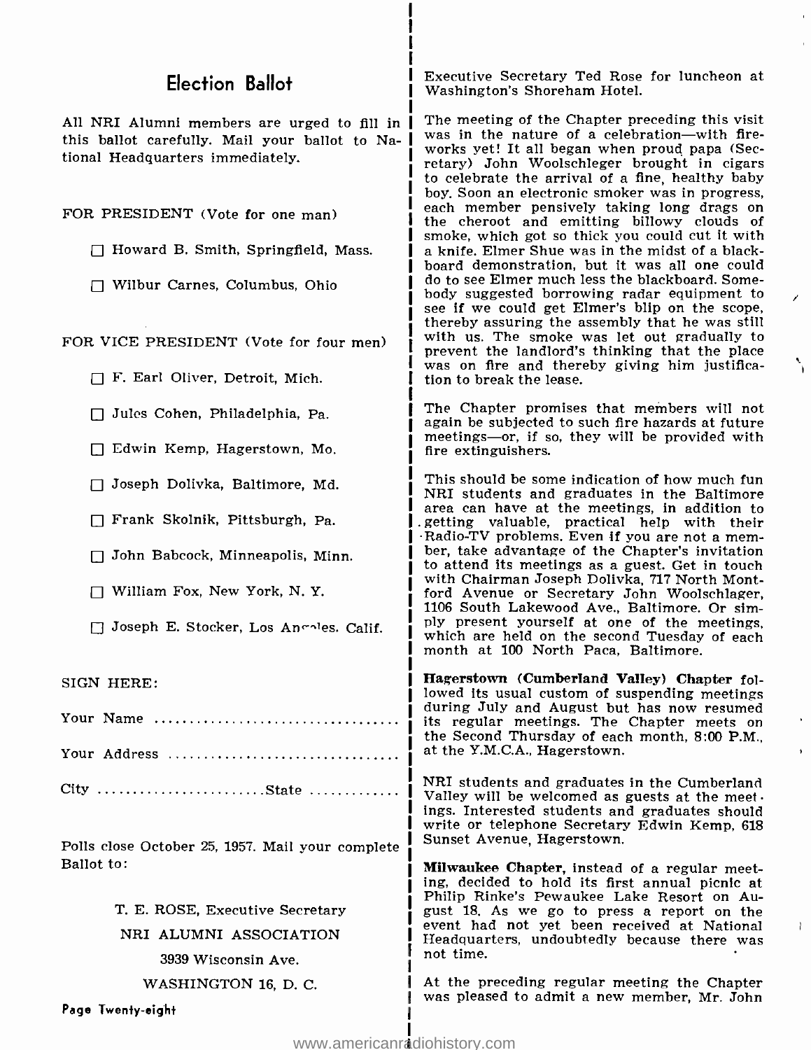## Election Ballot

All NRI Alumni members are urged to fill in this ballot carefully. Mail your ballot to National Headquarters immediately.

FOR PRESIDENT (Vote for one man)

- ☐ Howard B. Smith, Springfield, Mass.
- ☐ Wilbur Carnes, Columbus, Ohio

FOR VICE PRESIDENT (Vote for four men)

- ☐ F. Earl Oliver, Detroit, Mich.
- ☐ Jules Cohen, Philadelphia, Pa.
- ☐ Edwin Kemp, Hagerstown, Mo.
- ☐ Joseph Dolivka, Baltimore, Md.
- ☐ Frank Skolnik, Pittsburgh, Pa.
- ☐ John Babcock, Minneapolis, Minn.
- ☐ William Fox, New York, N. Y.
- ☐ Joseph E. Stocker, Los Angeles, Calif.

SIGN HERE:

Your Name ..................................

Your Address ................................

City ........................State ............

Polls close October 25, 1957. Mail your complete Ballot to:

T. E. ROSE, Executive Secretary
NRI ALUMNI ASSOCIATION
3939 Wisconsin Ave.
WASHINGTON 16, D. C.

Executive Secretary Ted Rose for luncheon at Washington's Shoreham Hotel.

The meeting of the Chapter preceding this visit was in the nature of a celebration—with fireworks yet! It all began when proud papa (Secretary) John Woolschleger brought in cigars to celebrate the arrival of a fine, healthy baby boy. Soon an electronic smoker was in progress, each member pensively taking long drags on the cheroot and emitting billowy clouds of smoke, which got so thick you could cut it with a knife. Elmer Shue was in the midst of a blackboard demonstration, but it was all one could do to see Elmer much less the blackboard. Somebody suggested borrowing radar equipment to see if we could get Elmer's blip on the scope, thereby assuring the assembly that he was still with us. The smoke was let out gradually to prevent the landlord's thinking that the place was on fire and thereby giving him justification to break the lease.

The Chapter promises that members will not again be subjected to such fire hazards at future meetings—or, if so, they will be provided with fire extinguishers.

This should be some indication of how much fun NRI students and graduates in the Baltimore area can have at the meetings, in addition to getting valuable, practical help with their Radio-TV problems. Even if you are not a member, take advantage of the Chapter's invitation to attend its meetings as a guest. Get in touch with Chairman Joseph Dolivka, 717 North Montford Avenue or Secretary John Woolschlager, 1106 South Lakewood Ave., Baltimore. Or simply present yourself at one of the meetings, which are held on the second Tuesday of each month at 100 North Paca, Baltimore.

**Hagerstown (Cumberland Valley) Chapter** followed its usual custom of suspending meetings during July and August but has now resumed its regular meetings. The Chapter meets on the Second Thursday of each month, 8:00 P.M., at the Y.M.C.A., Hagerstown.

NRI students and graduates in the Cumberland Valley will be welcomed as guests at the meetings. Interested students and graduates should write or telephone Secretary Edwin Kemp, 618 Sunset Avenue, Hagerstown.

**Milwaukee Chapter**, instead of a regular meeting, decided to hold its first annual picnic at Philip Rinke's Pewaukee Lake Resort on August 18. As we go to press a report on the event had not yet been received at National Headquarters, undoubtedly because there was not time.

At the preceding regular meeting the Chapter was pleased to admit a new member, Mr. John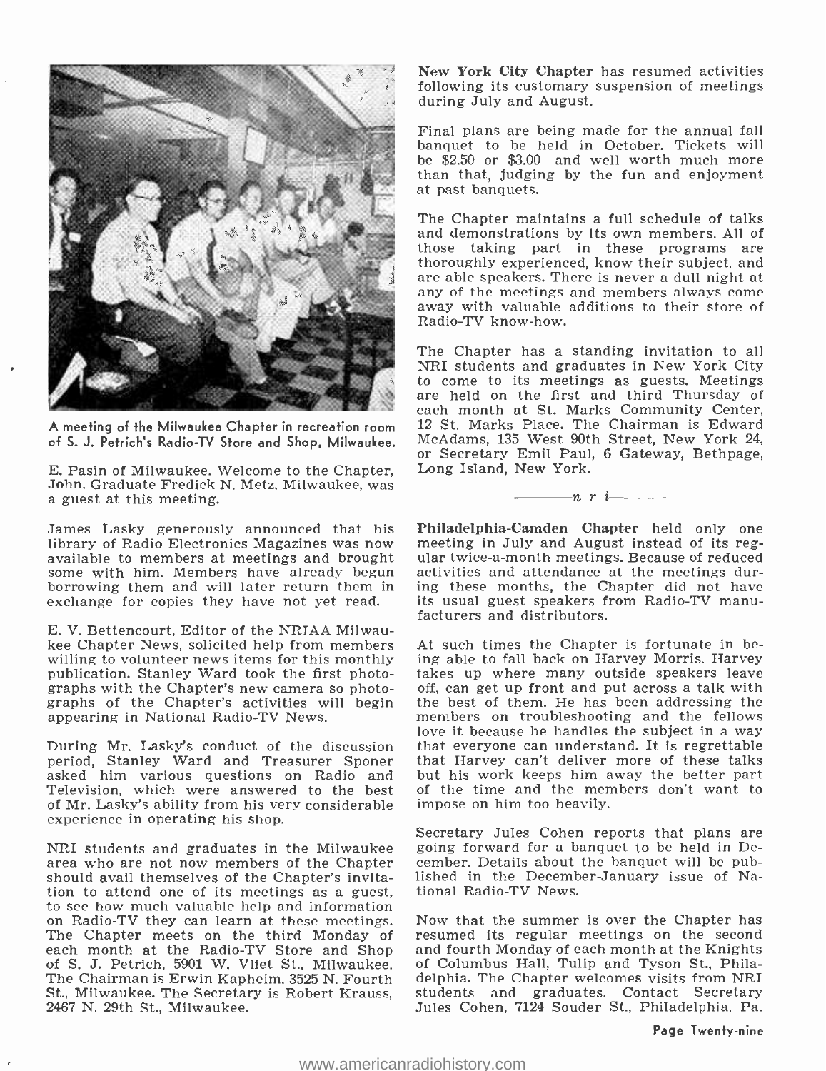A meeting of the Milwaukee Chapter in recreation room of S. J. Petrich's Radio-TV Store and Shop, Milwaukee.

E. Pasin of Milwaukee. Welcome to the Chapter, John. Graduate Fredick N. Metz, Milwaukee, was a guest at this meeting.

James Lasky generously announced that his library of Radio Electronics Magazines was now available to members at meetings and brought some with him. Members have already begun borrowing them and will later return them in exchange for copies they have not yet read.

E. V. Bettencourt, Editor of the NRIAA Milwaukee Chapter News, solicited help from members willing to volunteer news items for this monthly publication. Stanley Ward took the first photographs with the Chapter's new camera so photographs of the Chapter's activities will begin appearing in National Radio-TV News.

During Mr. Lasky's conduct of the discussion period, Stanley Ward and Treasurer Sponer asked him various questions on Radio and Television, which were answered to the best of Mr. Lasky's ability from his very considerable experience in operating his shop.

NRI students and graduates in the Milwaukee area who are not now members of the Chapter should avail themselves of the Chapter's invitation to attend one of its meetings as a guest, to see how much valuable help and information on Radio-TV they can learn at these meetings. The Chapter meets on the third Monday of each month at the Radio-TV Store and Shop of S. J. Petrich, 5901 W. Vliet St., Milwaukee. The Chairman is Erwin Kapheim, 3525 N. Fourth St., Milwaukee. The Secretary is Robert Krauss, 2467 N. 29th St., Milwaukee.

**New York City Chapter** has resumed activities following its customary suspension of meetings during July and August.

Final plans are being made for the annual fall banquet to be held in October. Tickets will be $2.50 or $3.00—and well worth much more than that, judging by the fun and enjoyment at past banquets.

The Chapter maintains a full schedule of talks and demonstrations by its own members. All of those taking part in these programs are thoroughly experienced, know their subject, and are able speakers. There is never a dull night at any of the meetings and members always come away with valuable additions to their store of Radio-TV know-how.

The Chapter has a standing invitation to all NRI students and graduates in New York City to come to its meetings as guests. Meetings are held on the first and third Thursday of each month at St. Marks Community Center, 12 St. Marks Place. The Chairman is Edward McAdams, 135 West 90th Street, New York 24, or Secretary Emil Paul, 6 Gateway, Bethpage, Long Island, New York.

*n r i*

**Philadelphia-Camden Chapter** held only one meeting in July and August instead of its regular twice-a-month meetings. Because of reduced activities and attendance at the meetings during these months, the Chapter did not have its usual guest speakers from Radio-TV manufacturers and distributors.

At such times the Chapter is fortunate in being able to fall back on Harvey Morris. Harvey takes up where many outside speakers leave off, can get up front and put across a talk with the best of them. He has been addressing the members on troubleshooting and the fellows love it because he handles the subject in a way that everyone can understand. It is regrettable that Harvey can't deliver more of these talks but his work keeps him away the better part of the time and the members don't want to impose on him too heavily.

Secretary Jules Cohen reports that plans are going forward for a banquet to be held in December. Details about the banquet will be published in the December-January issue of National Radio-TV News.

Now that the summer is over the Chapter has resumed its regular meetings on the second and fourth Monday of each month at the Knights of Columbus Hall, Tulip and Tyson St., Philadelphia. The Chapter welcomes visits from NRI students and graduates. Contact Secretary Jules Cohen, 7124 Souder St., Philadelphia, Pa.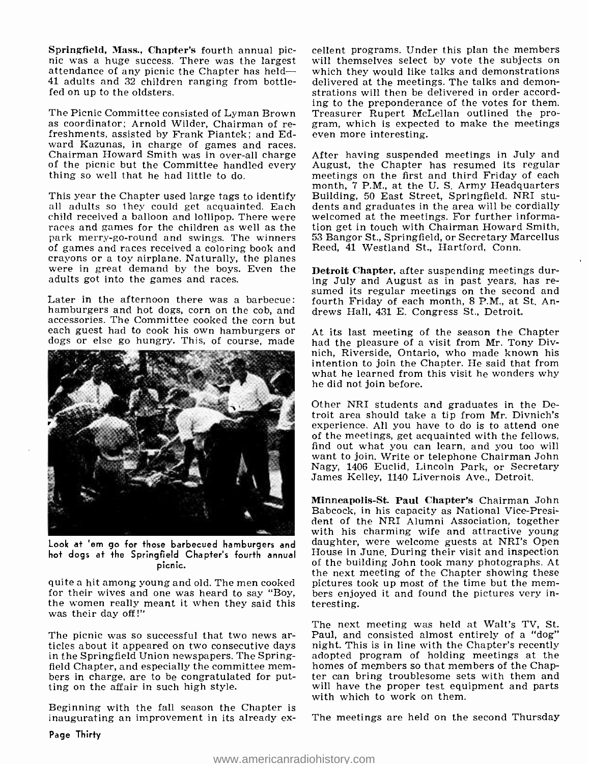**Springfield, Mass., Chapter's** fourth annual picnic was a huge success. There was the largest attendance of any picnic the Chapter has held—41 adults and 32 children ranging from bottle-fed on up to the oldsters.

The Picnic Committee consisted of Lyman Brown as coordinator; Arnold Wilder, Chairman of refreshments, assisted by Frank Piantek; and Edward Kazunas, in charge of games and races. Chairman Howard Smith was in over-all charge of the picnic but the Committee handled every thing so well that he had little to do.

This year the Chapter used large tags to identify all adults so they could get acquainted. Each child received a balloon and lollipop. There were races and games for the children as well as the park merry-go-round and swings. The winners of games and races received a coloring book and crayons or a toy airplane. Naturally, the planes were in great demand by the boys. Even the adults got into the games and races.

Later in the afternoon there was a barbecue: hamburgers and hot dogs, corn on the cob, and accessories. The Committee cooked the corn but each guest had to cook his own hamburgers or dogs or else go hungry. This, of course, made quite a hit among young and old. The men cooked for their wives and one was heard to say "Boy, the women really meant it when they said this was their day off!"

Look at 'em go for those barbecued hamburgers and hot dogs at the Springfield Chapter's fourth annual picnic.

The picnic was so successful that two news articles about it appeared on two consecutive days in the Springfield Union newspapers. The Springfield Chapter, and especially the committee members in charge, are to be congratulated for putting on the affair in such high style.

Beginning with the fall season the Chapter is inaugurating an improvement in its already excellent programs. Under this plan the members will themselves select by vote the subjects on which they would like talks and demonstrations delivered at the meetings. The talks and demonstrations will then be delivered in order according to the preponderance of the votes for them. Treasurer Rupert McLellan outlined the program, which is expected to make the meetings even more interesting.

After having suspended meetings in July and August, the Chapter has resumed its regular meetings on the first and third Friday of each month, 7 P.M., at the U. S. Army Headquarters Building, 50 East Street, Springfield. NRI students and graduates in the area will be cordially welcomed at the meetings. For further information get in touch with Chairman Howard Smith, 53 Bangor St., Springfield, or Secretary Marcellus Reed, 41 Westland St., Hartford, Conn.

**Detroit Chapter,** after suspending meetings during July and August as in past years, has resumed its regular meetings on the second and fourth Friday of each month, 8 P.M., at St. Andrews Hall, 431 E. Congress St., Detroit.

At its last meeting of the season the Chapter had the pleasure of a visit from Mr. Tony Divnich, Riverside, Ontario, who made known his intention to join the Chapter. He said that from what he learned from this visit he wonders why he did not join before.

Other NRI students and graduates in the Detroit area should take a tip from Mr. Divnich's experience. All you have to do is to attend one of the meetings, get acquainted with the fellows, find out what you can learn, and you too will want to join. Write or telephone Chairman John Nagy, 1406 Euclid, Lincoln Park, or Secretary James Kelley, 1140 Livernois Ave., Detroit.

**Minneapolis-St. Paul Chapter's** Chairman John Babcock, in his capacity as National Vice-President of the NRI Alumni Association, together with his charming wife and attractive young daughter, were welcome guests at NRI's Open House in June. During their visit and inspection of the building John took many photographs. At the next meeting of the Chapter showing these pictures took up most of the time but the members enjoyed it and found the pictures very interesting.

The next meeting was held at Walt's TV, St. Paul, and consisted almost entirely of a "dog" night. This is in line with the Chapter's recently adopted program of holding meetings at the homes of members so that members of the Chapter can bring troublesome sets with them and will have the proper test equipment and parts with which to work on them.

The meetings are held on the second Thursday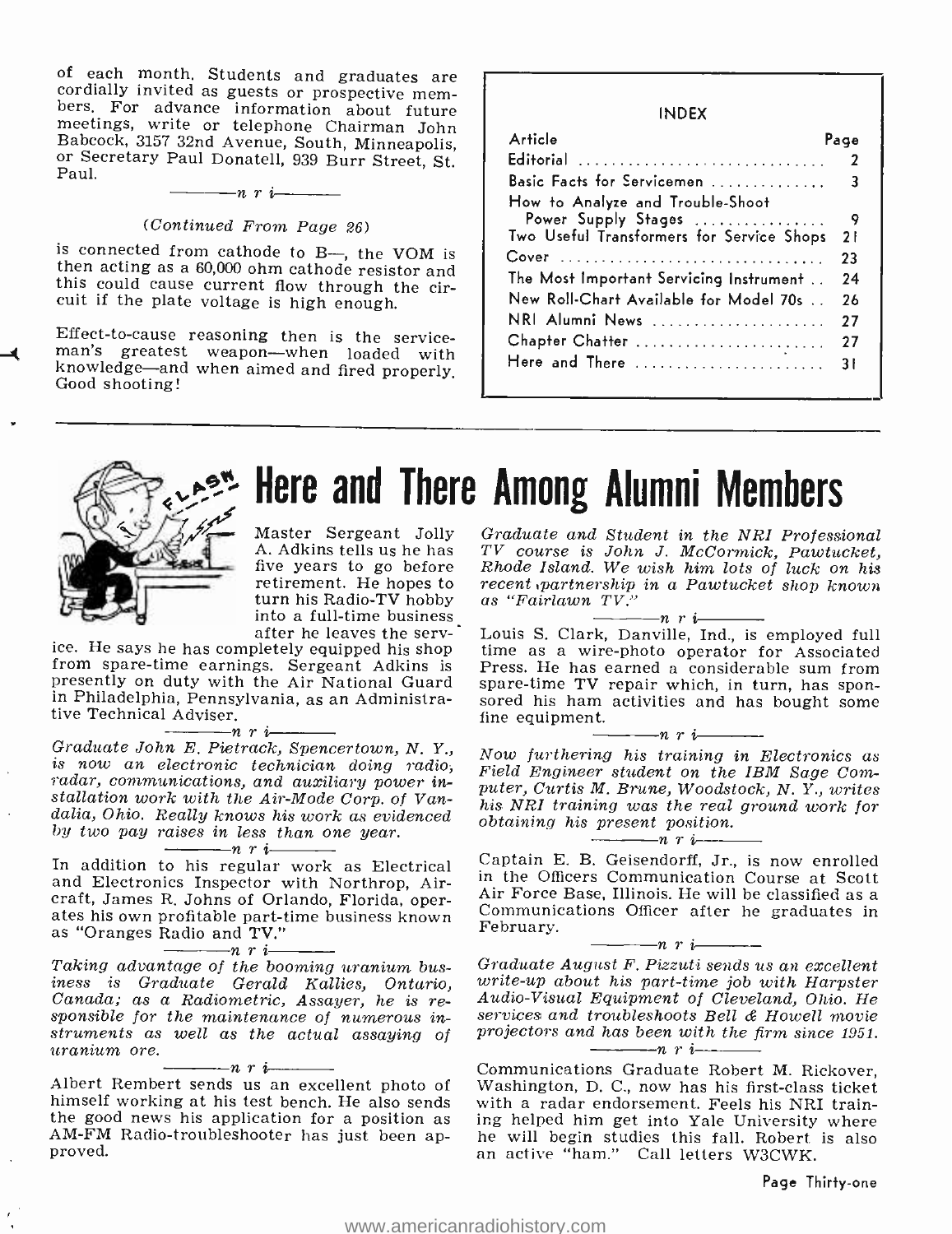of each month. Students and graduates are cordially invited as guests or prospective members. For advance information about future meetings, write or telephone Chairman John Babcock, 3157 32nd Avenue, South, Minneapolis, or Secretary Paul Donatell, 939 Burr Street, St. Paul.

—— n r i ——

*(Continued From Page 26)*

is connected from cathode to B—, the VOM is then acting as a 60,000 ohm cathode resistor and this could cause current flow through the circuit if the plate voltage is high enough.

Effect-to-cause reasoning then is the serviceman's greatest weapon—when loaded with knowledge—and when aimed and fired properly. Good shooting!

**INDEX**

| Article | Page |
|---|---|
| Editorial | 2 |
| Basic Facts for Servicemen | 3 |
| How to Analyze and Trouble-Shoot Power Supply Stages | 9 |
| Two Useful Transformers for Service Shops | 21 |
| Cover | 23 |
| The Most Important Servicing Instrument | 24 |
| New Roll-Chart Available for Model 70s | 26 |
| NRI Alumni News | 27 |
| Chapter Chatter | 27 |
| Here and There | 31 |

# Here and There Among Alumni Members

Master Sergeant Jolly A. Adkins tells us he has five years to go before retirement. He hopes to turn his Radio-TV hobby into a full-time business after he leaves the service. He says he has completely equipped his shop from spare-time earnings. Sergeant Adkins is presently on duty with the Air National Guard in Philadelphia, Pennsylvania, as an Administrative Technical Adviser.

—— n r i ——

*Graduate John E. Pietrack, Spencertown, N. Y., is now an electronic technician doing radio, radar, communications, and auxiliary power installation work with the Air-Mode Corp. of Vandalia, Ohio. Really knows his work as evidenced by two pay raises in less than one year.*

—— n r i ——

In addition to his regular work as Electrical and Electronics Inspector with Northrop, Aircraft, James R. Johns of Orlando, Florida, operates his own profitable part-time business known as "Oranges Radio and TV."

—— n r i ——

*Taking advantage of the booming uranium business is Graduate Gerald Kallies, Ontario, Canada; as a Radiometric, Assayer, he is responsible for the maintenance of numerous instruments as well as the actual assaying of uranium ore.*

—— n r i ——

Albert Rembert sends us an excellent photo of himself working at his test bench. He also sends the good news his application for a position as AM-FM Radio-troubleshooter has just been approved.

*Graduate and Student in the NRI Professional TV course is John J. McCormick, Pawtucket, Rhode Island. We wish him lots of luck on his recent partnership in a Pawtucket shop known as "Fairlawn TV."*

—— n r i ——

Louis S. Clark, Danville, Ind., is employed full time as a wire-photo operator for Associated Press. He has earned a considerable sum from spare-time TV repair which, in turn, has sponsored his ham activities and has bought some fine equipment.

—— n r i ——

*Now furthering his training in Electronics as Field Engineer student on the IBM Sage Computer, Curtis M. Brune, Woodstock, N. Y., writes his NRI training was the real ground work for obtaining his present position.*

—— n r i ——

Captain E. B. Geisendorff, Jr., is now enrolled in the Officers Communication Course at Scott Air Force Base, Illinois. He will be classified as a Communications Officer after he graduates in February.

—— n r i ——

*Graduate August F. Pizzuti sends us an excellent write-up about his part-time job with Harpster Audio-Visual Equipment of Cleveland, Ohio. He services and troubleshoots Bell & Howell movie projectors and has been with the firm since 1951.*

—— n r i ——

Communications Graduate Robert M. Rickover, Washington, D. C., now has his first-class ticket with a radar endorsement. Feels his NRI training helped him get into Yale University where he will begin studies this fall. Robert is also an active "ham." Call letters W3CWK.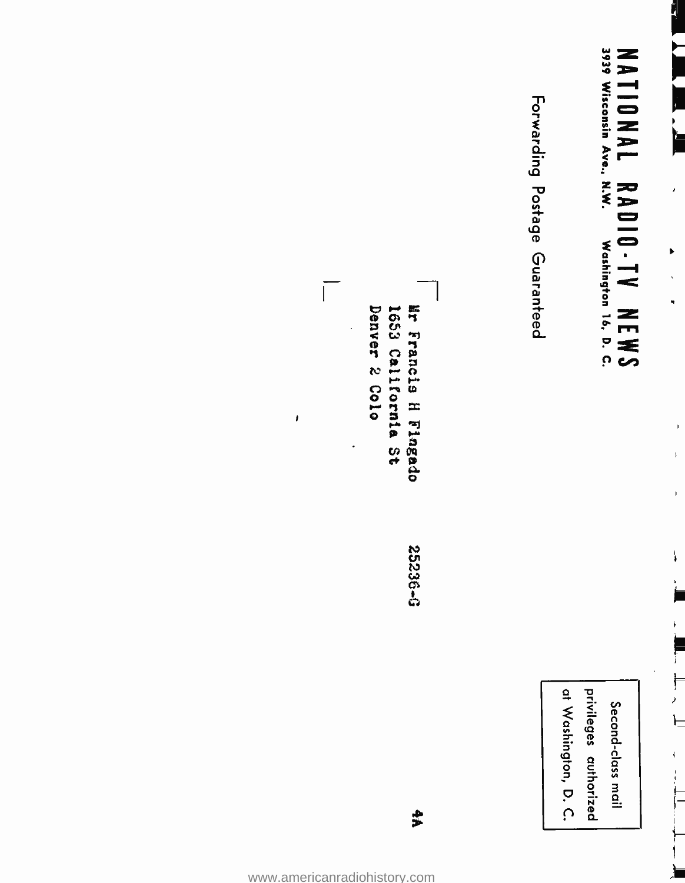# NATIONAL RADIO-TV NEWS

**3939 Wisconsin Ave., N.W. Washington 16, D. C.**

Forwarding Postage Guaranteed

Second-class mail privileges authorized at Washington, D. C.

Mr Francis H Fingado 25236-G
1653 California St
Denver 2 Colo

4A